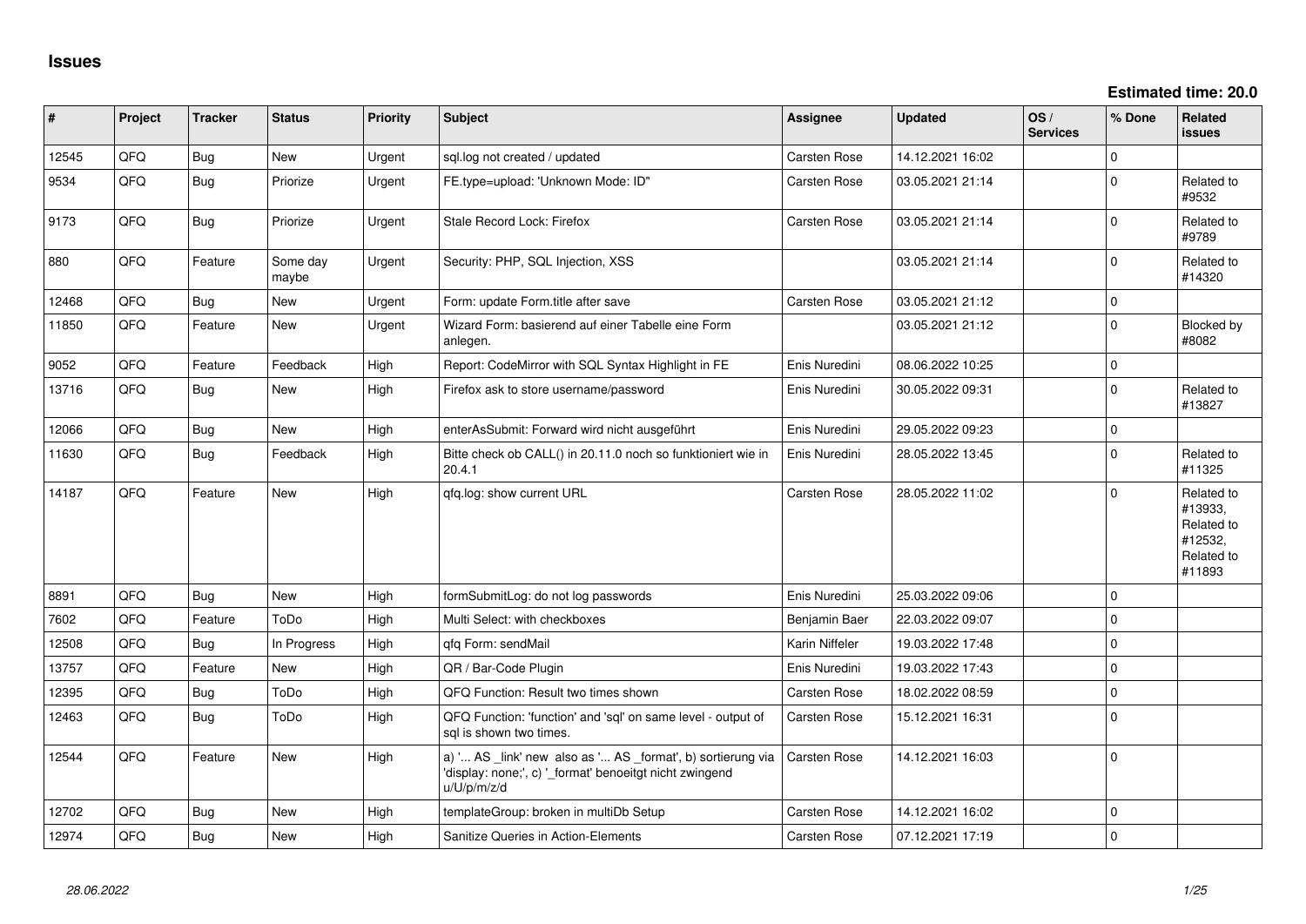# Issues

**Estimated time: 20.0**

| # | Project | Tracker | Status | Priority | Subject | Assignee | Updated | OS / Services | % Done | Related issues |
|---|---|---|---|---|---|---|---|---|---|---|
| 12545 | QFQ | Bug | New | Urgent | sql.log not created / updated | Carsten Rose | 14.12.2021 16:02 | | 0 | |
| 9534 | QFQ | Bug | Priorize | Urgent | FE.type=upload: 'Unknown Mode: ID" | Carsten Rose | 03.05.2021 21:14 | | 0 | Related to #9532 |
| 9173 | QFQ | Bug | Priorize | Urgent | Stale Record Lock: Firefox | Carsten Rose | 03.05.2021 21:14 | | 0 | Related to #9789 |
| 880 | QFQ | Feature | Some day maybe | Urgent | Security: PHP, SQL Injection, XSS | | 03.05.2021 21:14 | | 0 | Related to #14320 |
| 12468 | QFQ | Bug | New | Urgent | Form: update Form.title after save | Carsten Rose | 03.05.2021 21:12 | | 0 | |
| 11850 | QFQ | Feature | New | Urgent | Wizard Form: basierend auf einer Tabelle eine Form anlegen. | | 03.05.2021 21:12 | | 0 | Blocked by #8082 |
| 9052 | QFQ | Feature | Feedback | High | Report: CodeMirror with SQL Syntax Highlight in FE | Enis Nuredini | 08.06.2022 10:25 | | 0 | |
| 13716 | QFQ | Bug | New | High | Firefox ask to store username/password | Enis Nuredini | 30.05.2022 09:31 | | 0 | Related to #13827 |
| 12066 | QFQ | Bug | New | High | enterAsSubmit: Forward wird nicht ausgeführt | Enis Nuredini | 29.05.2022 09:23 | | 0 | |
| 11630 | QFQ | Bug | Feedback | High | Bitte check ob CALL() in 20.11.0 noch so funktioniert wie in 20.4.1 | Enis Nuredini | 28.05.2022 13:45 | | 0 | Related to #11325 |
| 14187 | QFQ | Feature | New | High | qfq.log: show current URL | Carsten Rose | 28.05.2022 11:02 | | 0 | Related to #13933, Related to #12532, Related to #11893 |
| 8891 | QFQ | Bug | New | High | formSubmitLog: do not log passwords | Enis Nuredini | 25.03.2022 09:06 | | 0 | |
| 7602 | QFQ | Feature | ToDo | High | Multi Select: with checkboxes | Benjamin Baer | 22.03.2022 09:07 | | 0 | |
| 12508 | QFQ | Bug | In Progress | High | qfq Form: sendMail | Karin Niffeler | 19.03.2022 17:48 | | 0 | |
| 13757 | QFQ | Feature | New | High | QR / Bar-Code Plugin | Enis Nuredini | 19.03.2022 17:43 | | 0 | |
| 12395 | QFQ | Bug | ToDo | High | QFQ Function: Result two times shown | Carsten Rose | 18.02.2022 08:59 | | 0 | |
| 12463 | QFQ | Bug | ToDo | High | QFQ Function: 'function' and 'sql' on same level - output of sql is shown two times. | Carsten Rose | 15.12.2021 16:31 | | 0 | |
| 12544 | QFQ | Feature | New | High | a) '... AS _link' new also as '... AS _format', b) sortierung via 'display: none;', c) '_format' benoeitgt nicht zwingend u/U/p/m/z/d | Carsten Rose | 14.12.2021 16:03 | | 0 | |
| 12702 | QFQ | Bug | New | High | templateGroup: broken in multiDb Setup | Carsten Rose | 14.12.2021 16:02 | | 0 | |
| 12974 | QFQ | Bug | New | High | Sanitize Queries in Action-Elements | Carsten Rose | 07.12.2021 17:19 | | 0 | |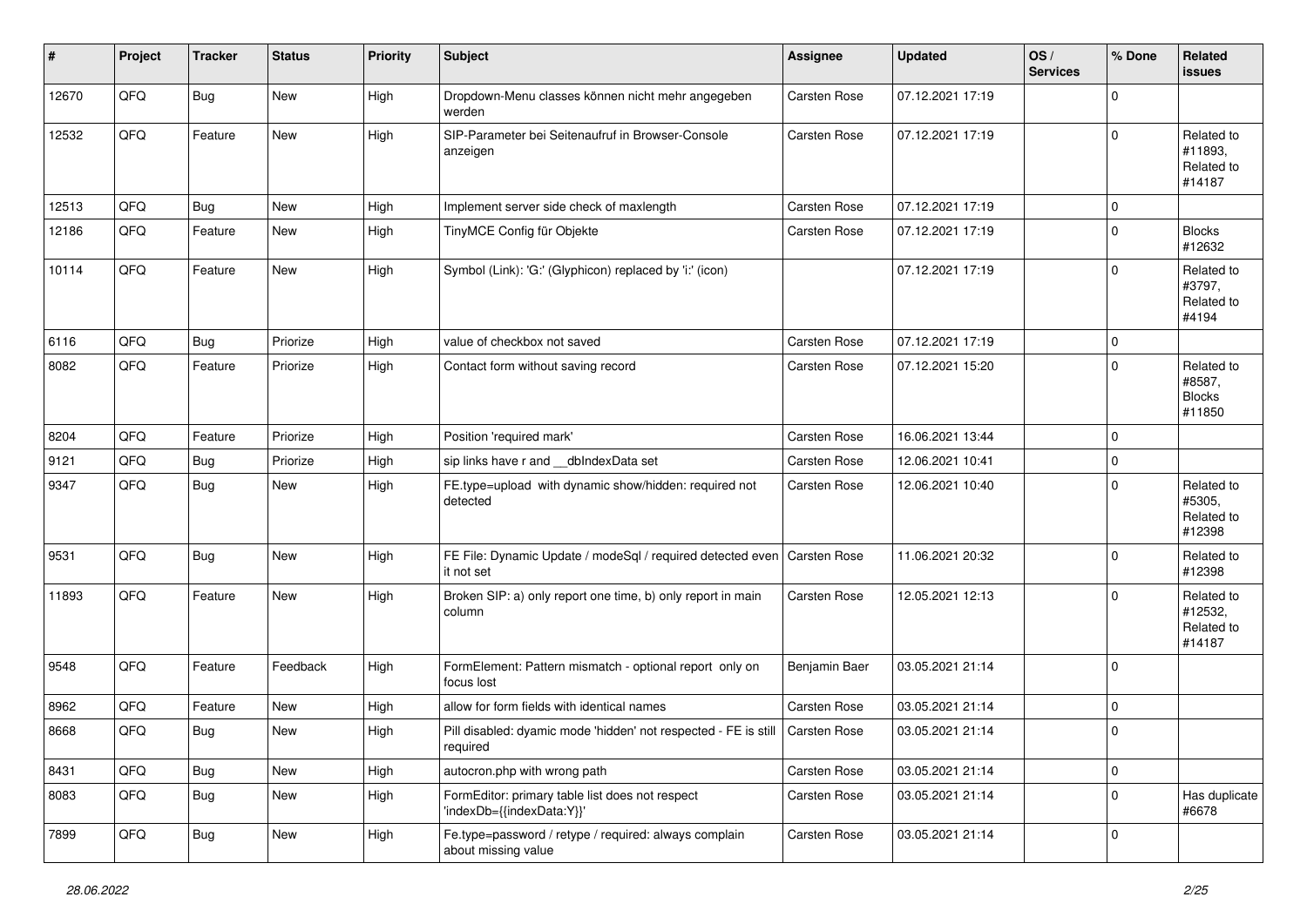| # | Project | Tracker | Status | Priority | Subject | Assignee | Updated | OS / Services | % Done | Related issues |
|---|---|---|---|---|---|---|---|---|---|---|
| 12670 | QFQ | Bug | New | High | Dropdown-Menu classes können nicht mehr angegeben werden | Carsten Rose | 07.12.2021 17:19 | | 0 | |
| 12532 | QFQ | Feature | New | High | SIP-Parameter bei Seitenaufruf in Browser-Console anzeigen | Carsten Rose | 07.12.2021 17:19 | | 0 | Related to #11893, Related to #14187 |
| 12513 | QFQ | Bug | New | High | Implement server side check of maxlength | Carsten Rose | 07.12.2021 17:19 | | 0 | |
| 12186 | QFQ | Feature | New | High | TinyMCE Config für Objekte | Carsten Rose | 07.12.2021 17:19 | | 0 | Blocks #12632 |
| 10114 | QFQ | Feature | New | High | Symbol (Link): 'G:' (Glyphicon) replaced by 'i:' (icon) | | 07.12.2021 17:19 | | 0 | Related to #3797, Related to #4194 |
| 6116 | QFQ | Bug | Priorize | High | value of checkbox not saved | Carsten Rose | 07.12.2021 17:19 | | 0 | |
| 8082 | QFQ | Feature | Priorize | High | Contact form without saving record | Carsten Rose | 07.12.2021 15:20 | | 0 | Related to #8587, Blocks #11850 |
| 8204 | QFQ | Feature | Priorize | High | Position 'required mark' | Carsten Rose | 16.06.2021 13:44 | | 0 | |
| 9121 | QFQ | Bug | Priorize | High | sip links have r and __dbIndexData set | Carsten Rose | 12.06.2021 10:41 | | 0 | |
| 9347 | QFQ | Bug | New | High | FE.type=upload with dynamic show/hidden: required not detected | Carsten Rose | 12.06.2021 10:40 | | 0 | Related to #5305, Related to #12398 |
| 9531 | QFQ | Bug | New | High | FE File: Dynamic Update / modeSql / required detected even it not set | Carsten Rose | 11.06.2021 20:32 | | 0 | Related to #12398 |
| 11893 | QFQ | Feature | New | High | Broken SIP: a) only report one time, b) only report in main column | Carsten Rose | 12.05.2021 12:13 | | 0 | Related to #12532, Related to #14187 |
| 9548 | QFQ | Feature | Feedback | High | FormElement: Pattern mismatch - optional report only on focus lost | Benjamin Baer | 03.05.2021 21:14 | | 0 | |
| 8962 | QFQ | Feature | New | High | allow for form fields with identical names | Carsten Rose | 03.05.2021 21:14 | | 0 | |
| 8668 | QFQ | Bug | New | High | Pill disabled: dyamic mode 'hidden' not respected - FE is still required | Carsten Rose | 03.05.2021 21:14 | | 0 | |
| 8431 | QFQ | Bug | New | High | autocron.php with wrong path | Carsten Rose | 03.05.2021 21:14 | | 0 | |
| 8083 | QFQ | Bug | New | High | FormEditor: primary table list does not respect 'indexDb={{indexData:Y}}' | Carsten Rose | 03.05.2021 21:14 | | 0 | Has duplicate #6678 |
| 7899 | QFQ | Bug | New | High | Fe.type=password / retype / required: always complain about missing value | Carsten Rose | 03.05.2021 21:14 | | 0 | |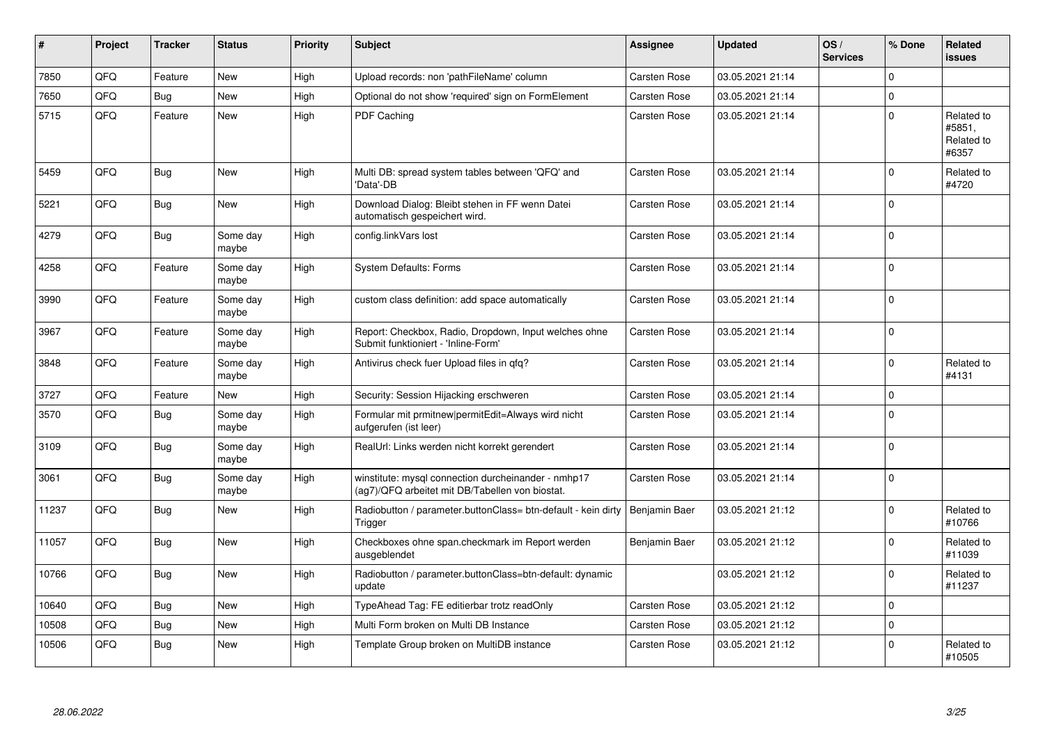| # | Project | Tracker | Status | Priority | Subject | Assignee | Updated | OS / Services | % Done | Related issues |
|---|---|---|---|---|---|---|---|---|---|---|
| 7850 | QFQ | Feature | New | High | Upload records: non 'pathFileName' column | Carsten Rose | 03.05.2021 21:14 | | 0 | |
| 7650 | QFQ | Bug | New | High | Optional do not show 'required' sign on FormElement | Carsten Rose | 03.05.2021 21:14 | | 0 | |
| 5715 | QFQ | Feature | New | High | PDF Caching | Carsten Rose | 03.05.2021 21:14 | | 0 | Related to #5851, Related to #6357 |
| 5459 | QFQ | Bug | New | High | Multi DB: spread system tables between 'QFQ' and 'Data'-DB | Carsten Rose | 03.05.2021 21:14 | | 0 | Related to #4720 |
| 5221 | QFQ | Bug | New | High | Download Dialog: Bleibt stehen in FF wenn Datei automatisch gespeichert wird. | Carsten Rose | 03.05.2021 21:14 | | 0 | |
| 4279 | QFQ | Bug | Some day maybe | High | config.linkVars lost | Carsten Rose | 03.05.2021 21:14 | | 0 | |
| 4258 | QFQ | Feature | Some day maybe | High | System Defaults: Forms | Carsten Rose | 03.05.2021 21:14 | | 0 | |
| 3990 | QFQ | Feature | Some day maybe | High | custom class definition: add space automatically | Carsten Rose | 03.05.2021 21:14 | | 0 | |
| 3967 | QFQ | Feature | Some day maybe | High | Report: Checkbox, Radio, Dropdown, Input welches ohne Submit funktioniert - 'Inline-Form' | Carsten Rose | 03.05.2021 21:14 | | 0 | |
| 3848 | QFQ | Feature | Some day maybe | High | Antivirus check fuer Upload files in qfq? | Carsten Rose | 03.05.2021 21:14 | | 0 | Related to #4131 |
| 3727 | QFQ | Feature | New | High | Security: Session Hijacking erschweren | Carsten Rose | 03.05.2021 21:14 | | 0 | |
| 3570 | QFQ | Bug | Some day maybe | High | Formular mit prmitnew\|permitEdit=Always wird nicht aufgerufen (ist leer) | Carsten Rose | 03.05.2021 21:14 | | 0 | |
| 3109 | QFQ | Bug | Some day maybe | High | RealUrl: Links werden nicht korrekt gerendert | Carsten Rose | 03.05.2021 21:14 | | 0 | |
| 3061 | QFQ | Bug | Some day maybe | High | winstitute: mysql connection durcheinander - nmhp17 (ag7)/QFQ arbeitet mit DB/Tabellen von biostat. | Carsten Rose | 03.05.2021 21:14 | | 0 | |
| 11237 | QFQ | Bug | New | High | Radiobutton / parameter.buttonClass= btn-default - kein dirty Trigger | Benjamin Baer | 03.05.2021 21:12 | | 0 | Related to #10766 |
| 11057 | QFQ | Bug | New | High | Checkboxes ohne span.checkmark im Report werden ausgeblendet | Benjamin Baer | 03.05.2021 21:12 | | 0 | Related to #11039 |
| 10766 | QFQ | Bug | New | High | Radiobutton / parameter.buttonClass=btn-default: dynamic update | | 03.05.2021 21:12 | | 0 | Related to #11237 |
| 10640 | QFQ | Bug | New | High | TypeAhead Tag: FE editierbar trotz readOnly | Carsten Rose | 03.05.2021 21:12 | | 0 | |
| 10508 | QFQ | Bug | New | High | Multi Form broken on Multi DB Instance | Carsten Rose | 03.05.2021 21:12 | | 0 | |
| 10506 | QFQ | Bug | New | High | Template Group broken on MultiDB instance | Carsten Rose | 03.05.2021 21:12 | | 0 | Related to #10505 |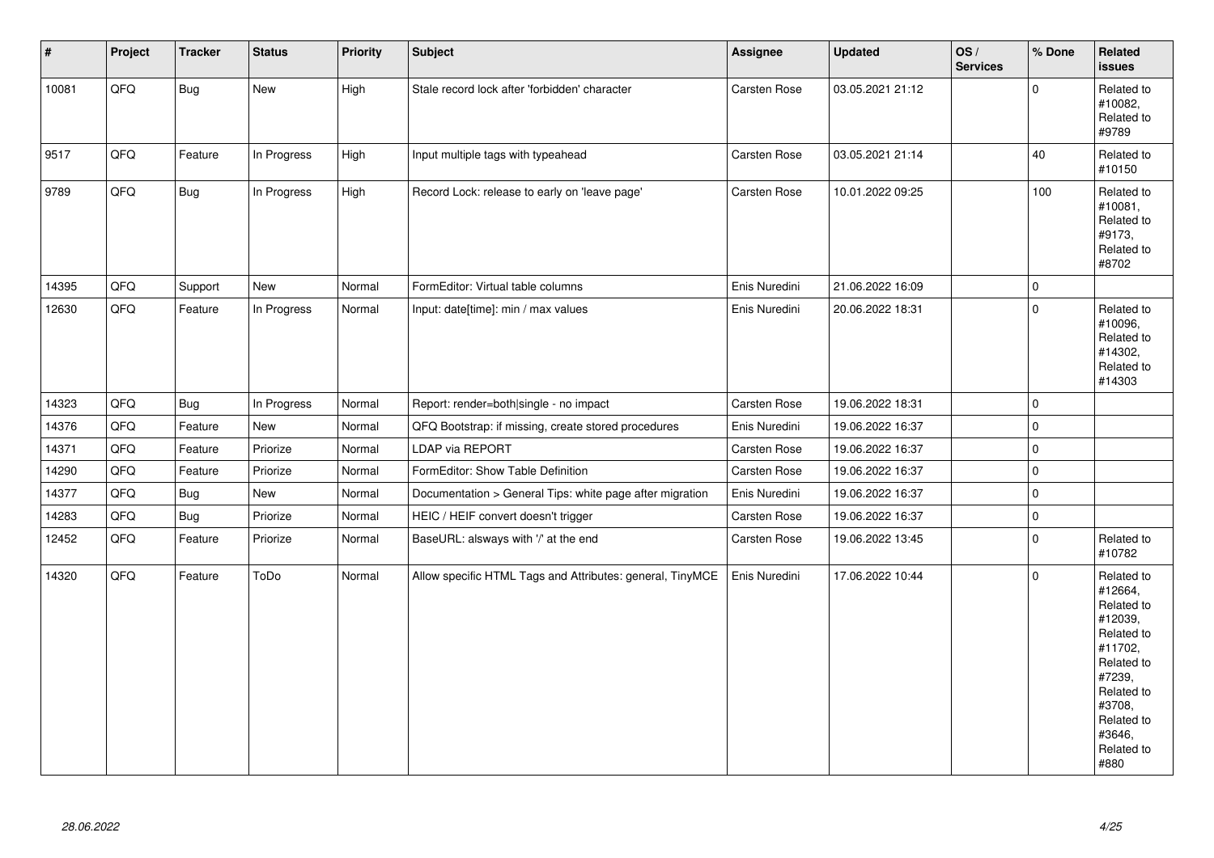| # | Project | Tracker | Status | Priority | Subject | Assignee | Updated | OS / Services | % Done | Related issues |
|---|---|---|---|---|---|---|---|---|---|---|
| 10081 | QFQ | Bug | New | High | Stale record lock after 'forbidden' character | Carsten Rose | 03.05.2021 21:12 | | 0 | Related to #10082, Related to #9789 |
| 9517 | QFQ | Feature | In Progress | High | Input multiple tags with typeahead | Carsten Rose | 03.05.2021 21:14 | | 40 | Related to #10150 |
| 9789 | QFQ | Bug | In Progress | High | Record Lock: release to early on 'leave page' | Carsten Rose | 10.01.2022 09:25 | | 100 | Related to #10081, Related to #9173, Related to #8702 |
| 14395 | QFQ | Support | New | Normal | FormEditor: Virtual table columns | Enis Nuredini | 21.06.2022 16:09 | | 0 | |
| 12630 | QFQ | Feature | In Progress | Normal | Input: date[time]: min / max values | Enis Nuredini | 20.06.2022 18:31 | | 0 | Related to #10096, Related to #14302, Related to #14303 |
| 14323 | QFQ | Bug | In Progress | Normal | Report: render=both|single - no impact | Carsten Rose | 19.06.2022 18:31 | | 0 | |
| 14376 | QFQ | Feature | New | Normal | QFQ Bootstrap: if missing, create stored procedures | Enis Nuredini | 19.06.2022 16:37 | | 0 | |
| 14371 | QFQ | Feature | Priorize | Normal | LDAP via REPORT | Carsten Rose | 19.06.2022 16:37 | | 0 | |
| 14290 | QFQ | Feature | Priorize | Normal | FormEditor: Show Table Definition | Carsten Rose | 19.06.2022 16:37 | | 0 | |
| 14377 | QFQ | Bug | New | Normal | Documentation > General Tips: white page after migration | Enis Nuredini | 19.06.2022 16:37 | | 0 | |
| 14283 | QFQ | Bug | Priorize | Normal | HEIC / HEIF convert doesn't trigger | Carsten Rose | 19.06.2022 16:37 | | 0 | |
| 12452 | QFQ | Feature | Priorize | Normal | BaseURL: alsways with '/' at the end | Carsten Rose | 19.06.2022 13:45 | | 0 | Related to #10782 |
| 14320 | QFQ | Feature | ToDo | Normal | Allow specific HTML Tags and Attributes: general, TinyMCE | Enis Nuredini | 17.06.2022 10:44 | | 0 | Related to #12664, Related to #12039, Related to #11702, Related to #7239, Related to #3708, Related to #3646, Related to #880 |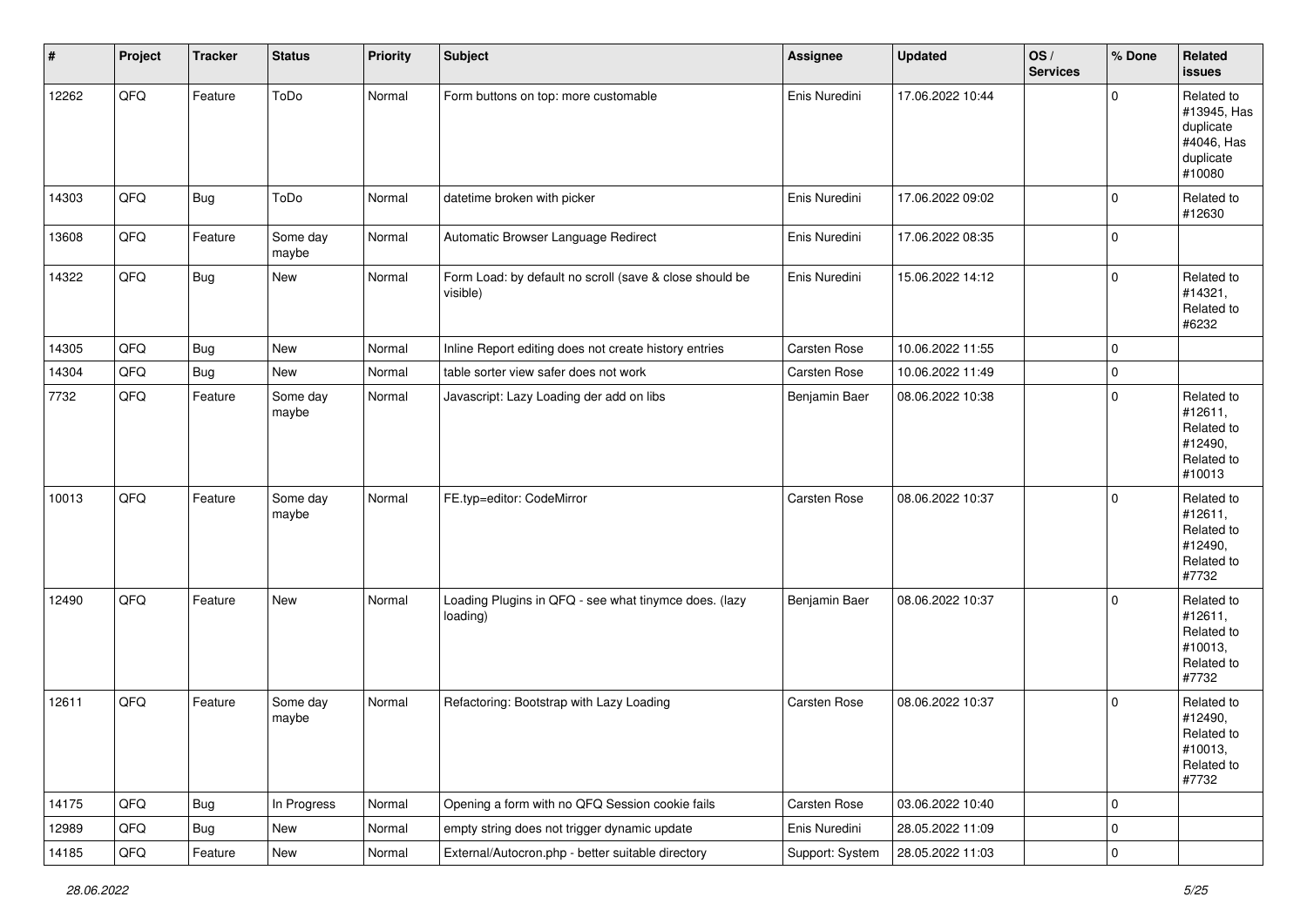| # | Project | Tracker | Status | Priority | Subject | Assignee | Updated | OS / Services | % Done | Related issues |
|---|---|---|---|---|---|---|---|---|---|---|
| 12262 | QFQ | Feature | ToDo | Normal | Form buttons on top: more customable | Enis Nuredini | 17.06.2022 10:44 | | 0 | Related to #13945, Has duplicate #4046, Has duplicate #10080 |
| 14303 | QFQ | Bug | ToDo | Normal | datetime broken with picker | Enis Nuredini | 17.06.2022 09:02 | | 0 | Related to #12630 |
| 13608 | QFQ | Feature | Some day maybe | Normal | Automatic Browser Language Redirect | Enis Nuredini | 17.06.2022 08:35 | | 0 | |
| 14322 | QFQ | Bug | New | Normal | Form Load: by default no scroll (save & close should be visible) | Enis Nuredini | 15.06.2022 14:12 | | 0 | Related to #14321, Related to #6232 |
| 14305 | QFQ | Bug | New | Normal | Inline Report editing does not create history entries | Carsten Rose | 10.06.2022 11:55 | | 0 | |
| 14304 | QFQ | Bug | New | Normal | table sorter view safer does not work | Carsten Rose | 10.06.2022 11:49 | | 0 | |
| 7732 | QFQ | Feature | Some day maybe | Normal | Javascript: Lazy Loading der add on libs | Benjamin Baer | 08.06.2022 10:38 | | 0 | Related to #12611, Related to #12490, Related to #10013 |
| 10013 | QFQ | Feature | Some day maybe | Normal | FE.typ=editor: CodeMirror | Carsten Rose | 08.06.2022 10:37 | | 0 | Related to #12611, Related to #12490, Related to #7732 |
| 12490 | QFQ | Feature | New | Normal | Loading Plugins in QFQ - see what tinymce does. (lazy loading) | Benjamin Baer | 08.06.2022 10:37 | | 0 | Related to #12611, Related to #10013, Related to #7732 |
| 12611 | QFQ | Feature | Some day maybe | Normal | Refactoring: Bootstrap with Lazy Loading | Carsten Rose | 08.06.2022 10:37 | | 0 | Related to #12490, Related to #10013, Related to #7732 |
| 14175 | QFQ | Bug | In Progress | Normal | Opening a form with no QFQ Session cookie fails | Carsten Rose | 03.06.2022 10:40 | | 0 | |
| 12989 | QFQ | Bug | New | Normal | empty string does not trigger dynamic update | Enis Nuredini | 28.05.2022 11:09 | | 0 | |
| 14185 | QFQ | Feature | New | Normal | External/Autocron.php - better suitable directory | Support: System | 28.05.2022 11:03 | | 0 | |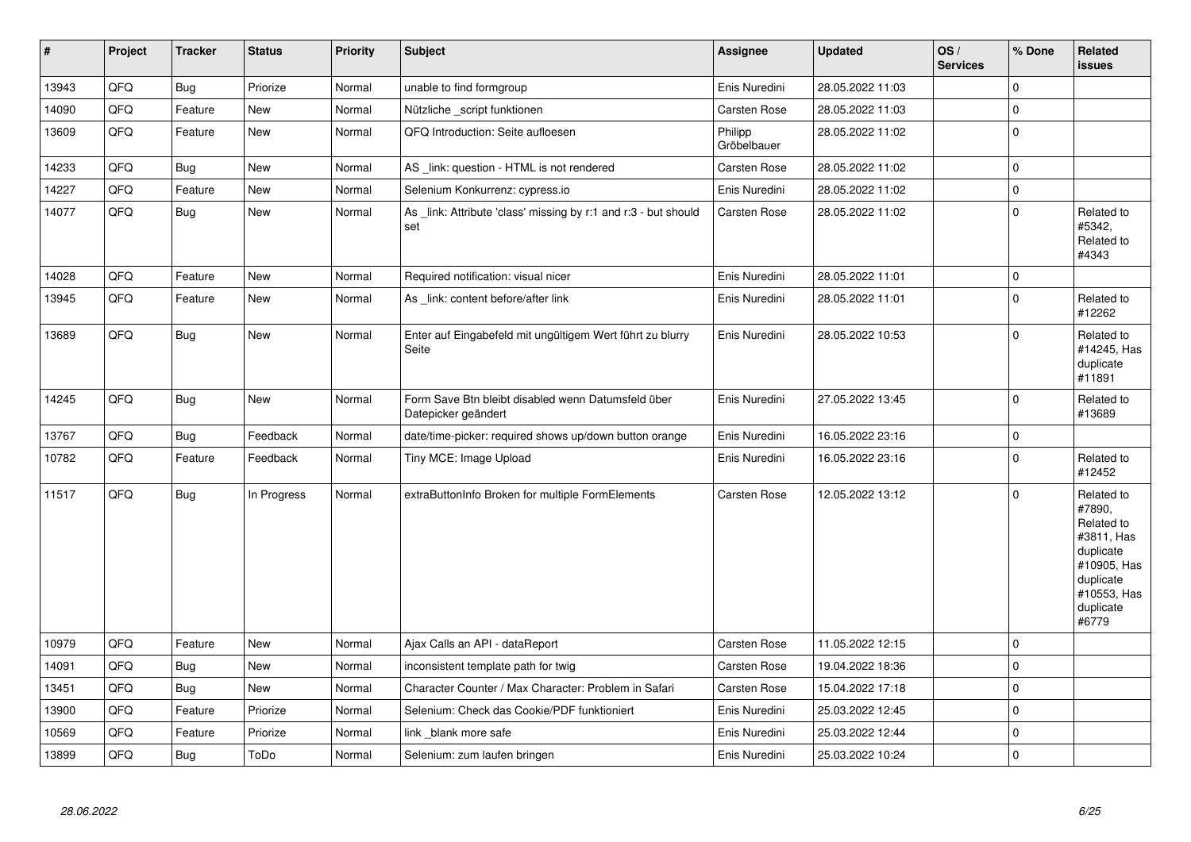| # | Project | Tracker | Status | Priority | Subject | Assignee | Updated | OS / Services | % Done | Related issues |
|---|---|---|---|---|---|---|---|---|---|---|
| 13943 | QFQ | Bug | Priorize | Normal | unable to find formgroup | Enis Nuredini | 28.05.2022 11:03 | | 0 | |
| 14090 | QFQ | Feature | New | Normal | Nützliche _script funktionen | Carsten Rose | 28.05.2022 11:03 | | 0 | |
| 13609 | QFQ | Feature | New | Normal | QFQ Introduction: Seite aufloesen | Philipp Gröbelbauer | 28.05.2022 11:02 | | 0 | |
| 14233 | QFQ | Bug | New | Normal | AS _link: question - HTML is not rendered | Carsten Rose | 28.05.2022 11:02 | | 0 | |
| 14227 | QFQ | Feature | New | Normal | Selenium Konkurrenz: cypress.io | Enis Nuredini | 28.05.2022 11:02 | | 0 | |
| 14077 | QFQ | Bug | New | Normal | As _link: Attribute 'class' missing by r:1 and r:3 - but should set | Carsten Rose | 28.05.2022 11:02 | | 0 | Related to #5342, Related to #4343 |
| 14028 | QFQ | Feature | New | Normal | Required notification: visual nicer | Enis Nuredini | 28.05.2022 11:01 | | 0 | |
| 13945 | QFQ | Feature | New | Normal | As _link: content before/after link | Enis Nuredini | 28.05.2022 11:01 | | 0 | Related to #12262 |
| 13689 | QFQ | Bug | New | Normal | Enter auf Eingabefeld mit ungültigem Wert führt zu blurry Seite | Enis Nuredini | 28.05.2022 10:53 | | 0 | Related to #14245, Has duplicate #11891 |
| 14245 | QFQ | Bug | New | Normal | Form Save Btn bleibt disabled wenn Datumsfeld über Datepicker geändert | Enis Nuredini | 27.05.2022 13:45 | | 0 | Related to #13689 |
| 13767 | QFQ | Bug | Feedback | Normal | date/time-picker: required shows up/down button orange | Enis Nuredini | 16.05.2022 23:16 | | 0 | |
| 10782 | QFQ | Feature | Feedback | Normal | Tiny MCE: Image Upload | Enis Nuredini | 16.05.2022 23:16 | | 0 | Related to #12452 |
| 11517 | QFQ | Bug | In Progress | Normal | extraButtonInfo Broken for multiple FormElements | Carsten Rose | 12.05.2022 13:12 | | 0 | Related to #7890, Related to #3811, Has duplicate #10905, Has duplicate #10553, Has duplicate #6779 |
| 10979 | QFQ | Feature | New | Normal | Ajax Calls an API - dataReport | Carsten Rose | 11.05.2022 12:15 | | 0 | |
| 14091 | QFQ | Bug | New | Normal | inconsistent template path for twig | Carsten Rose | 19.04.2022 18:36 | | 0 | |
| 13451 | QFQ | Bug | New | Normal | Character Counter / Max Character: Problem in Safari | Carsten Rose | 15.04.2022 17:18 | | 0 | |
| 13900 | QFQ | Feature | Priorize | Normal | Selenium: Check das Cookie/PDF funktioniert | Enis Nuredini | 25.03.2022 12:45 | | 0 | |
| 10569 | QFQ | Feature | Priorize | Normal | link _blank more safe | Enis Nuredini | 25.03.2022 12:44 | | 0 | |
| 13899 | QFQ | Bug | ToDo | Normal | Selenium: zum laufen bringen | Enis Nuredini | 25.03.2022 10:24 | | 0 | |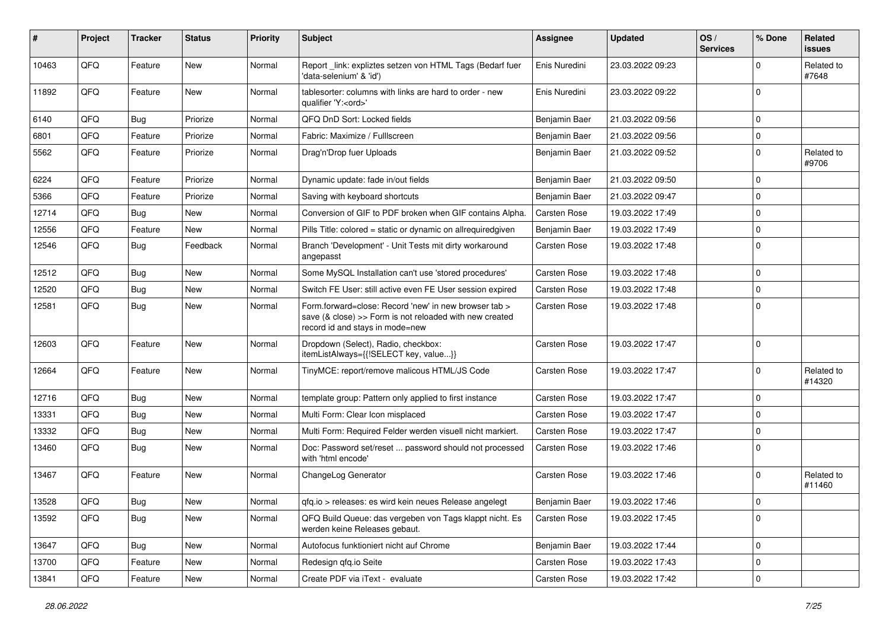| # | Project | Tracker | Status | Priority | Subject | Assignee | Updated | OS / Services | % Done | Related issues |
|---|---|---|---|---|---|---|---|---|---|---|
| 10463 | QFQ | Feature | New | Normal | Report _link: expliztes setzen von HTML Tags (Bedarf fuer 'data-selenium' & 'id') | Enis Nuredini | 23.03.2022 09:23 | | 0 | Related to #7648 |
| 11892 | QFQ | Feature | New | Normal | tablesorter: columns with links are hard to order - new qualifier 'Y:<ord>' | Enis Nuredini | 23.03.2022 09:22 | | 0 | |
| 6140 | QFQ | Bug | Priorize | Normal | QFQ DnD Sort: Locked fields | Benjamin Baer | 21.03.2022 09:56 | | 0 | |
| 6801 | QFQ | Feature | Priorize | Normal | Fabric: Maximize / Fulllscreen | Benjamin Baer | 21.03.2022 09:56 | | 0 | |
| 5562 | QFQ | Feature | Priorize | Normal | Drag'n'Drop fuer Uploads | Benjamin Baer | 21.03.2022 09:52 | | 0 | Related to #9706 |
| 6224 | QFQ | Feature | Priorize | Normal | Dynamic update: fade in/out fields | Benjamin Baer | 21.03.2022 09:50 | | 0 | |
| 5366 | QFQ | Feature | Priorize | Normal | Saving with keyboard shortcuts | Benjamin Baer | 21.03.2022 09:47 | | 0 | |
| 12714 | QFQ | Bug | New | Normal | Conversion of GIF to PDF broken when GIF contains Alpha. | Carsten Rose | 19.03.2022 17:49 | | 0 | |
| 12556 | QFQ | Feature | New | Normal | Pills Title: colored = static or dynamic on allrequiredgiven | Benjamin Baer | 19.03.2022 17:49 | | 0 | |
| 12546 | QFQ | Bug | Feedback | Normal | Branch 'Development' - Unit Tests mit dirty workaround angepasst | Carsten Rose | 19.03.2022 17:48 | | 0 | |
| 12512 | QFQ | Bug | New | Normal | Some MySQL Installation can't use 'stored procedures' | Carsten Rose | 19.03.2022 17:48 | | 0 | |
| 12520 | QFQ | Bug | New | Normal | Switch FE User: still active even FE User session expired | Carsten Rose | 19.03.2022 17:48 | | 0 | |
| 12581 | QFQ | Bug | New | Normal | Form.forward=close: Record 'new' in new browser tab > save (& close) >> Form is not reloaded with new created record id and stays in mode=new | Carsten Rose | 19.03.2022 17:48 | | 0 | |
| 12603 | QFQ | Feature | New | Normal | Dropdown (Select), Radio, checkbox: itemListAlways={{!SELECT key, value...}} | Carsten Rose | 19.03.2022 17:47 | | 0 | |
| 12664 | QFQ | Feature | New | Normal | TinyMCE: report/remove malicous HTML/JS Code | Carsten Rose | 19.03.2022 17:47 | | 0 | Related to #14320 |
| 12716 | QFQ | Bug | New | Normal | template group: Pattern only applied to first instance | Carsten Rose | 19.03.2022 17:47 | | 0 | |
| 13331 | QFQ | Bug | New | Normal | Multi Form: Clear Icon misplaced | Carsten Rose | 19.03.2022 17:47 | | 0 | |
| 13332 | QFQ | Bug | New | Normal | Multi Form: Required Felder werden visuell nicht markiert. | Carsten Rose | 19.03.2022 17:47 | | 0 | |
| 13460 | QFQ | Bug | New | Normal | Doc: Password set/reset ... password should not processed with 'html encode' | Carsten Rose | 19.03.2022 17:46 | | 0 | |
| 13467 | QFQ | Feature | New | Normal | ChangeLog Generator | Carsten Rose | 19.03.2022 17:46 | | 0 | Related to #11460 |
| 13528 | QFQ | Bug | New | Normal | qfq.io > releases: es wird kein neues Release angelegt | Benjamin Baer | 19.03.2022 17:46 | | 0 | |
| 13592 | QFQ | Bug | New | Normal | QFQ Build Queue: das vergeben von Tags klappt nicht. Es werden keine Releases gebaut. | Carsten Rose | 19.03.2022 17:45 | | 0 | |
| 13647 | QFQ | Bug | New | Normal | Autofocus funktioniert nicht auf Chrome | Benjamin Baer | 19.03.2022 17:44 | | 0 | |
| 13700 | QFQ | Feature | New | Normal | Redesign qfq.io Seite | Carsten Rose | 19.03.2022 17:43 | | 0 | |
| 13841 | QFQ | Feature | New | Normal | Create PDF via iText - evaluate | Carsten Rose | 19.03.2022 17:42 | | 0 | |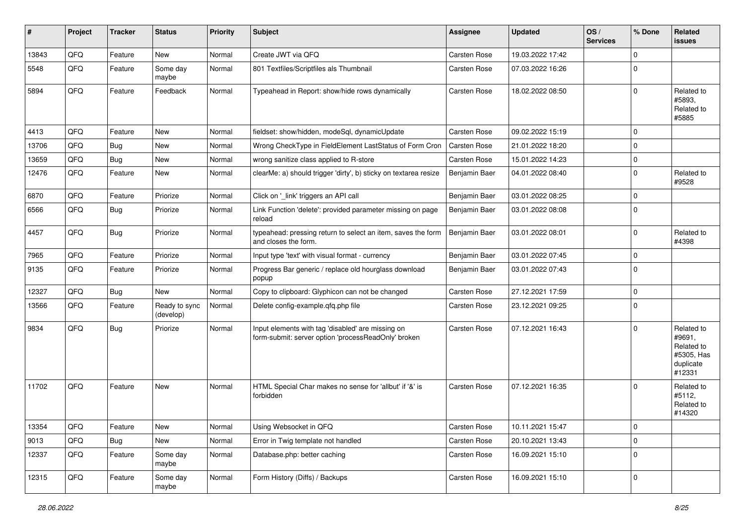| # | Project | Tracker | Status | Priority | Subject | Assignee | Updated | OS / Services | % Done | Related issues |
|---|---|---|---|---|---|---|---|---|---|---|
| 13843 | QFQ | Feature | New | Normal | Create JWT via QFQ | Carsten Rose | 19.03.2022 17:42 | | 0 | |
| 5548 | QFQ | Feature | Some day maybe | Normal | 801 Textfiles/Scriptfiles als Thumbnail | Carsten Rose | 07.03.2022 16:26 | | 0 | |
| 5894 | QFQ | Feature | Feedback | Normal | Typeahead in Report: show/hide rows dynamically | Carsten Rose | 18.02.2022 08:50 | | 0 | Related to #5893, Related to #5885 |
| 4413 | QFQ | Feature | New | Normal | fieldset: show/hidden, modeSql, dynamicUpdate | Carsten Rose | 09.02.2022 15:19 | | 0 | |
| 13706 | QFQ | Bug | New | Normal | Wrong CheckType in FieldElement LastStatus of Form Cron | Carsten Rose | 21.01.2022 18:20 | | 0 | |
| 13659 | QFQ | Bug | New | Normal | wrong sanitize class applied to R-store | Carsten Rose | 15.01.2022 14:23 | | 0 | |
| 12476 | QFQ | Feature | New | Normal | clearMe: a) should trigger 'dirty', b) sticky on textarea resize | Benjamin Baer | 04.01.2022 08:40 | | 0 | Related to #9528 |
| 6870 | QFQ | Feature | Priorize | Normal | Click on '_link' triggers an API call | Benjamin Baer | 03.01.2022 08:25 | | 0 | |
| 6566 | QFQ | Bug | Priorize | Normal | Link Function 'delete': provided parameter missing on page reload | Benjamin Baer | 03.01.2022 08:08 | | 0 | |
| 4457 | QFQ | Bug | Priorize | Normal | typeahead: pressing return to select an item, saves the form and closes the form. | Benjamin Baer | 03.01.2022 08:01 | | 0 | Related to #4398 |
| 7965 | QFQ | Feature | Priorize | Normal | Input type 'text' with visual format - currency | Benjamin Baer | 03.01.2022 07:45 | | 0 | |
| 9135 | QFQ | Feature | Priorize | Normal | Progress Bar generic / replace old hourglass download popup | Benjamin Baer | 03.01.2022 07:43 | | 0 | |
| 12327 | QFQ | Bug | New | Normal | Copy to clipboard: Glyphicon can not be changed | Carsten Rose | 27.12.2021 17:59 | | 0 | |
| 13566 | QFQ | Feature | Ready to sync (develop) | Normal | Delete config-example.qfq.php file | Carsten Rose | 23.12.2021 09:25 | | 0 | |
| 9834 | QFQ | Bug | Priorize | Normal | Input elements with tag 'disabled' are missing on form-submit: server option 'processReadOnly' broken | Carsten Rose | 07.12.2021 16:43 | | 0 | Related to #9691, Related to #5305, Has duplicate #12331 |
| 11702 | QFQ | Feature | New | Normal | HTML Special Char makes no sense for 'allbut' if '&' is forbidden | Carsten Rose | 07.12.2021 16:35 | | 0 | Related to #5112, Related to #14320 |
| 13354 | QFQ | Feature | New | Normal | Using Websocket in QFQ | Carsten Rose | 10.11.2021 15:47 | | 0 | |
| 9013 | QFQ | Bug | New | Normal | Error in Twig template not handled | Carsten Rose | 20.10.2021 13:43 | | 0 | |
| 12337 | QFQ | Feature | Some day maybe | Normal | Database.php: better caching | Carsten Rose | 16.09.2021 15:10 | | 0 | |
| 12315 | QFQ | Feature | Some day maybe | Normal | Form History (Diffs) / Backups | Carsten Rose | 16.09.2021 15:10 | | 0 | |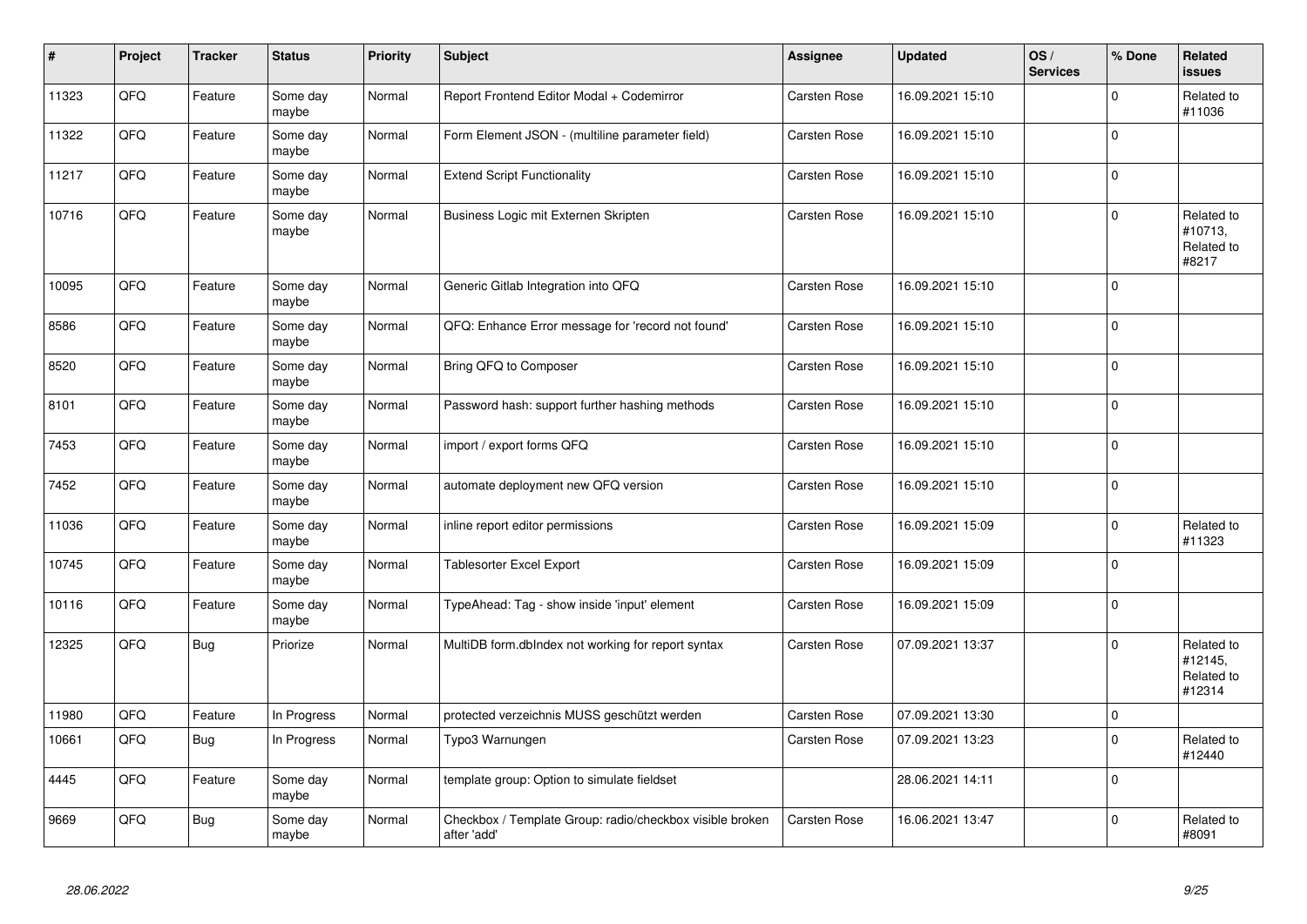| # | Project | Tracker | Status | Priority | Subject | Assignee | Updated | OS / Services | % Done | Related issues |
|---|---|---|---|---|---|---|---|---|---|---|
| 11323 | QFQ | Feature | Some day maybe | Normal | Report Frontend Editor Modal + Codemirror | Carsten Rose | 16.09.2021 15:10 | | 0 | Related to #11036 |
| 11322 | QFQ | Feature | Some day maybe | Normal | Form Element JSON - (multiline parameter field) | Carsten Rose | 16.09.2021 15:10 | | 0 | |
| 11217 | QFQ | Feature | Some day maybe | Normal | Extend Script Functionality | Carsten Rose | 16.09.2021 15:10 | | 0 | |
| 10716 | QFQ | Feature | Some day maybe | Normal | Business Logic mit Externen Skripten | Carsten Rose | 16.09.2021 15:10 | | 0 | Related to #10713, Related to #8217 |
| 10095 | QFQ | Feature | Some day maybe | Normal | Generic Gitlab Integration into QFQ | Carsten Rose | 16.09.2021 15:10 | | 0 | |
| 8586 | QFQ | Feature | Some day maybe | Normal | QFQ: Enhance Error message for 'record not found' | Carsten Rose | 16.09.2021 15:10 | | 0 | |
| 8520 | QFQ | Feature | Some day maybe | Normal | Bring QFQ to Composer | Carsten Rose | 16.09.2021 15:10 | | 0 | |
| 8101 | QFQ | Feature | Some day maybe | Normal | Password hash: support further hashing methods | Carsten Rose | 16.09.2021 15:10 | | 0 | |
| 7453 | QFQ | Feature | Some day maybe | Normal | import / export forms QFQ | Carsten Rose | 16.09.2021 15:10 | | 0 | |
| 7452 | QFQ | Feature | Some day maybe | Normal | automate deployment new QFQ version | Carsten Rose | 16.09.2021 15:10 | | 0 | |
| 11036 | QFQ | Feature | Some day maybe | Normal | inline report editor permissions | Carsten Rose | 16.09.2021 15:09 | | 0 | Related to #11323 |
| 10745 | QFQ | Feature | Some day maybe | Normal | Tablesorter Excel Export | Carsten Rose | 16.09.2021 15:09 | | 0 | |
| 10116 | QFQ | Feature | Some day maybe | Normal | TypeAhead: Tag - show inside 'input' element | Carsten Rose | 16.09.2021 15:09 | | 0 | |
| 12325 | QFQ | Bug | Priorize | Normal | MultiDB form.dbIndex not working for report syntax | Carsten Rose | 07.09.2021 13:37 | | 0 | Related to #12145, Related to #12314 |
| 11980 | QFQ | Feature | In Progress | Normal | protected verzeichnis MUSS geschützt werden | Carsten Rose | 07.09.2021 13:30 | | 0 | |
| 10661 | QFQ | Bug | In Progress | Normal | Typo3 Warnungen | Carsten Rose | 07.09.2021 13:23 | | 0 | Related to #12440 |
| 4445 | QFQ | Feature | Some day maybe | Normal | template group: Option to simulate fieldset | | 28.06.2021 14:11 | | 0 | |
| 9669 | QFQ | Bug | Some day maybe | Normal | Checkbox / Template Group: radio/checkbox visible broken after 'add' | Carsten Rose | 16.06.2021 13:47 | | 0 | Related to #8091 |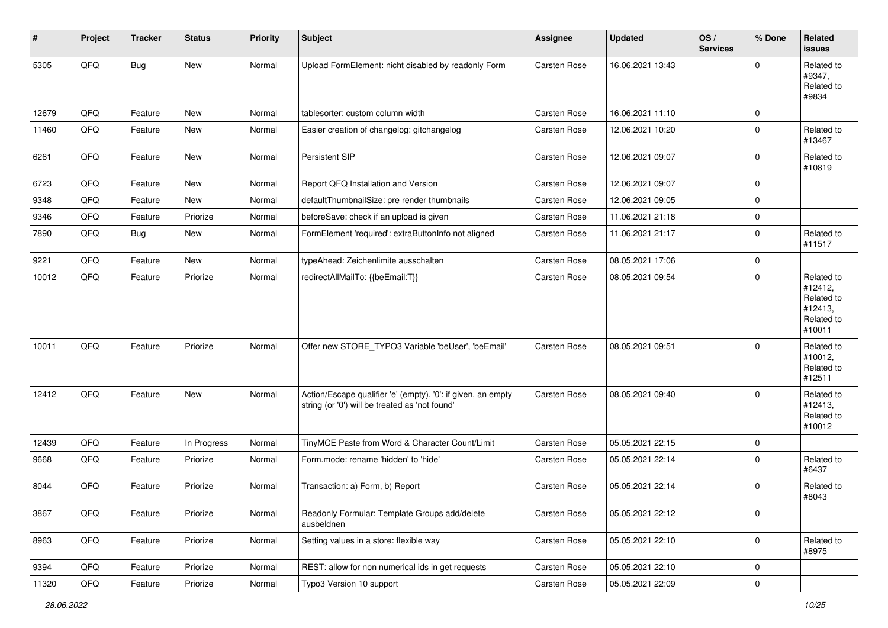| # | Project | Tracker | Status | Priority | Subject | Assignee | Updated | OS / Services | % Done | Related issues |
|---|---|---|---|---|---|---|---|---|---|---|
| 5305 | QFQ | Bug | New | Normal | Upload FormElement: nicht disabled by readonly Form | Carsten Rose | 16.06.2021 13:43 | | 0 | Related to #9347, Related to #9834 |
| 12679 | QFQ | Feature | New | Normal | tablesorter: custom column width | Carsten Rose | 16.06.2021 11:10 | | 0 | |
| 11460 | QFQ | Feature | New | Normal | Easier creation of changelog: gitchangelog | Carsten Rose | 12.06.2021 10:20 | | 0 | Related to #13467 |
| 6261 | QFQ | Feature | New | Normal | Persistent SIP | Carsten Rose | 12.06.2021 09:07 | | 0 | Related to #10819 |
| 6723 | QFQ | Feature | New | Normal | Report QFQ Installation and Version | Carsten Rose | 12.06.2021 09:07 | | 0 | |
| 9348 | QFQ | Feature | New | Normal | defaultThumbnailSize: pre render thumbnails | Carsten Rose | 12.06.2021 09:05 | | 0 | |
| 9346 | QFQ | Feature | Priorize | Normal | beforeSave: check if an upload is given | Carsten Rose | 11.06.2021 21:18 | | 0 | |
| 7890 | QFQ | Bug | New | Normal | FormElement 'required': extraButtonInfo not aligned | Carsten Rose | 11.06.2021 21:17 | | 0 | Related to #11517 |
| 9221 | QFQ | Feature | New | Normal | typeAhead: Zeichenlimite ausschalten | Carsten Rose | 08.05.2021 17:06 | | 0 | |
| 10012 | QFQ | Feature | Priorize | Normal | redirectAllMailTo: {{beEmail:T}} | Carsten Rose | 08.05.2021 09:54 | | 0 | Related to #12412, Related to #12413, Related to #10011 |
| 10011 | QFQ | Feature | Priorize | Normal | Offer new STORE_TYPO3 Variable 'beUser', 'beEmail' | Carsten Rose | 08.05.2021 09:51 | | 0 | Related to #10012, Related to #12511 |
| 12412 | QFQ | Feature | New | Normal | Action/Escape qualifier 'e' (empty), '0': if given, an empty string (or '0') will be treated as 'not found' | Carsten Rose | 08.05.2021 09:40 | | 0 | Related to #12413, Related to #10012 |
| 12439 | QFQ | Feature | In Progress | Normal | TinyMCE Paste from Word & Character Count/Limit | Carsten Rose | 05.05.2021 22:15 | | 0 | |
| 9668 | QFQ | Feature | Priorize | Normal | Form.mode: rename 'hidden' to 'hide' | Carsten Rose | 05.05.2021 22:14 | | 0 | Related to #6437 |
| 8044 | QFQ | Feature | Priorize | Normal | Transaction: a) Form, b) Report | Carsten Rose | 05.05.2021 22:14 | | 0 | Related to #8043 |
| 3867 | QFQ | Feature | Priorize | Normal | Readonly Formular: Template Groups add/delete ausbeldnen | Carsten Rose | 05.05.2021 22:12 | | 0 | |
| 8963 | QFQ | Feature | Priorize | Normal | Setting values in a store: flexible way | Carsten Rose | 05.05.2021 22:10 | | 0 | Related to #8975 |
| 9394 | QFQ | Feature | Priorize | Normal | REST: allow for non numerical ids in get requests | Carsten Rose | 05.05.2021 22:10 | | 0 | |
| 11320 | QFQ | Feature | Priorize | Normal | Typo3 Version 10 support | Carsten Rose | 05.05.2021 22:09 | | 0 | |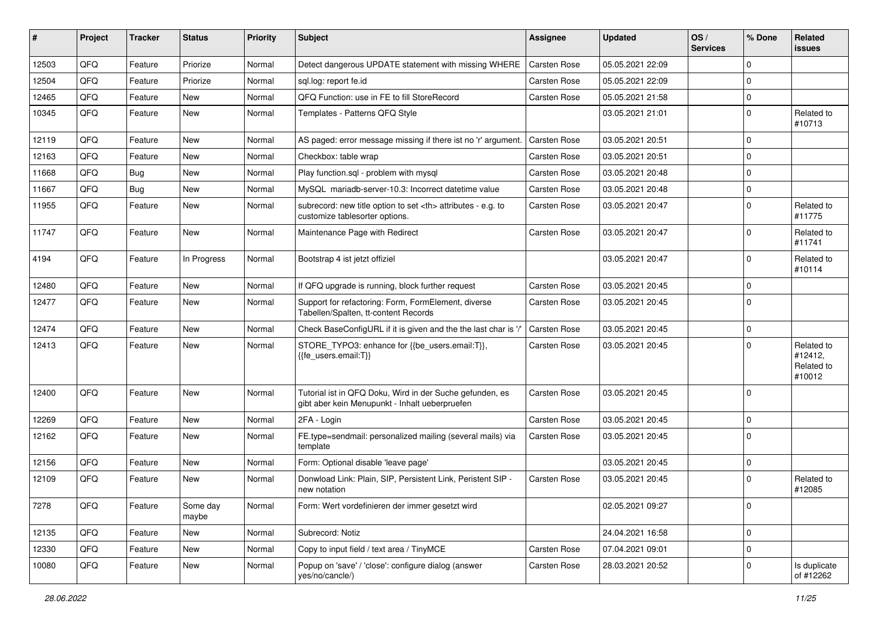| # | Project | Tracker | Status | Priority | Subject | Assignee | Updated | OS / Services | % Done | Related issues |
|---|---|---|---|---|---|---|---|---|---|---|
| 12503 | QFQ | Feature | Priorize | Normal | Detect dangerous UPDATE statement with missing WHERE | Carsten Rose | 05.05.2021 22:09 | | 0 | |
| 12504 | QFQ | Feature | Priorize | Normal | sql.log: report fe.id | Carsten Rose | 05.05.2021 22:09 | | 0 | |
| 12465 | QFQ | Feature | New | Normal | QFQ Function: use in FE to fill StoreRecord | Carsten Rose | 05.05.2021 21:58 | | 0 | |
| 10345 | QFQ | Feature | New | Normal | Templates - Patterns QFQ Style | | 03.05.2021 21:01 | | 0 | Related to #10713 |
| 12119 | QFQ | Feature | New | Normal | AS paged: error message missing if there ist no 'r' argument. | Carsten Rose | 03.05.2021 20:51 | | 0 | |
| 12163 | QFQ | Feature | New | Normal | Checkbox: table wrap | Carsten Rose | 03.05.2021 20:51 | | 0 | |
| 11668 | QFQ | Bug | New | Normal | Play function.sql - problem with mysql | Carsten Rose | 03.05.2021 20:48 | | 0 | |
| 11667 | QFQ | Bug | New | Normal | MySQL mariadb-server-10.3: Incorrect datetime value | Carsten Rose | 03.05.2021 20:48 | | 0 | |
| 11955 | QFQ | Feature | New | Normal | subrecord: new title option to set <th> attributes - e.g. to customize tablesorter options. | Carsten Rose | 03.05.2021 20:47 | | 0 | Related to #11775 |
| 11747 | QFQ | Feature | New | Normal | Maintenance Page with Redirect | Carsten Rose | 03.05.2021 20:47 | | 0 | Related to #11741 |
| 4194 | QFQ | Feature | In Progress | Normal | Bootstrap 4 ist jetzt offiziel | | 03.05.2021 20:47 | | 0 | Related to #10114 |
| 12480 | QFQ | Feature | New | Normal | If QFQ upgrade is running, block further request | Carsten Rose | 03.05.2021 20:45 | | 0 | |
| 12477 | QFQ | Feature | New | Normal | Support for refactoring: Form, FormElement, diverse Tabellen/Spalten, tt-content Records | Carsten Rose | 03.05.2021 20:45 | | 0 | |
| 12474 | QFQ | Feature | New | Normal | Check BaseConfigURL if it is given and the the last char is '/' | Carsten Rose | 03.05.2021 20:45 | | 0 | |
| 12413 | QFQ | Feature | New | Normal | STORE_TYPO3: enhance for {{be_users.email:T}}, {{fe_users.email:T}} | Carsten Rose | 03.05.2021 20:45 | | 0 | Related to #12412, Related to #10012 |
| 12400 | QFQ | Feature | New | Normal | Tutorial ist in QFQ Doku, Wird in der Suche gefunden, es gibt aber kein Menupunkt - Inhalt ueberpruefen | Carsten Rose | 03.05.2021 20:45 | | 0 | |
| 12269 | QFQ | Feature | New | Normal | 2FA - Login | Carsten Rose | 03.05.2021 20:45 | | 0 | |
| 12162 | QFQ | Feature | New | Normal | FE.type=sendmail: personalized mailing (several mails) via template | Carsten Rose | 03.05.2021 20:45 | | 0 | |
| 12156 | QFQ | Feature | New | Normal | Form: Optional disable 'leave page' | | 03.05.2021 20:45 | | 0 | |
| 12109 | QFQ | Feature | New | Normal | Donwload Link: Plain, SIP, Persistent Link, Peristent SIP - new notation | Carsten Rose | 03.05.2021 20:45 | | 0 | Related to #12085 |
| 7278 | QFQ | Feature | Some day maybe | Normal | Form: Wert vordefinieren der immer gesetzt wird | | 02.05.2021 09:27 | | 0 | |
| 12135 | QFQ | Feature | New | Normal | Subrecord: Notiz | | 24.04.2021 16:58 | | 0 | |
| 12330 | QFQ | Feature | New | Normal | Copy to input field / text area / TinyMCE | Carsten Rose | 07.04.2021 09:01 | | 0 | |
| 10080 | QFQ | Feature | New | Normal | Popup on 'save' / 'close': configure dialog (answer yes/no/cancle/) | Carsten Rose | 28.03.2021 20:52 | | 0 | Is duplicate of #12262 |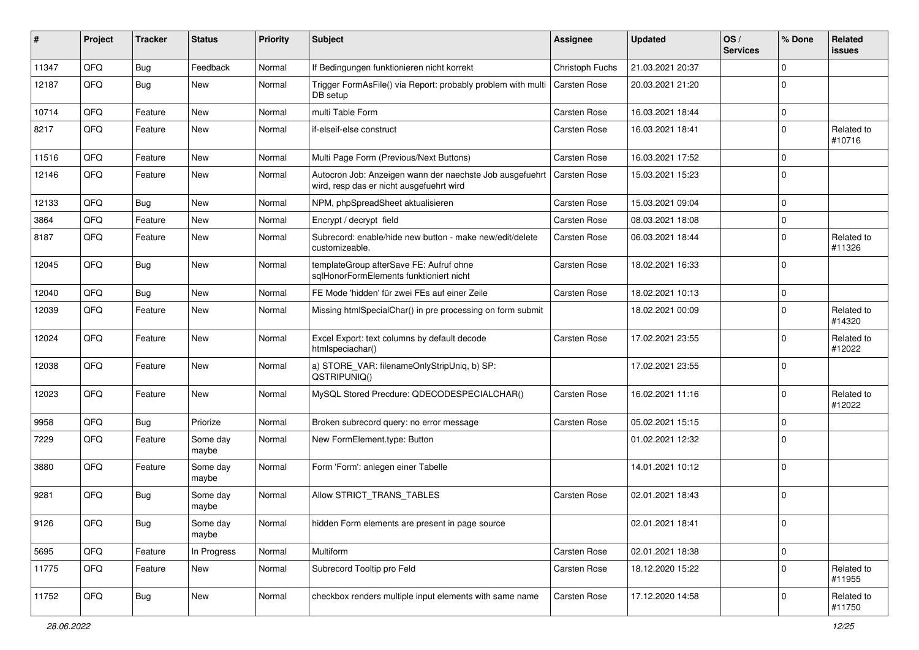| # | Project | Tracker | Status | Priority | Subject | Assignee | Updated | OS / Services | % Done | Related issues |
|---|---|---|---|---|---|---|---|---|---|---|
| 11347 | QFQ | Bug | Feedback | Normal | If Bedingungen funktionieren nicht korrekt | Christoph Fuchs | 21.03.2021 20:37 | | 0 | |
| 12187 | QFQ | Bug | New | Normal | Trigger FormAsFile() via Report: probably problem with multi DB setup | Carsten Rose | 20.03.2021 21:20 | | 0 | |
| 10714 | QFQ | Feature | New | Normal | multi Table Form | Carsten Rose | 16.03.2021 18:44 | | 0 | |
| 8217 | QFQ | Feature | New | Normal | if-elseif-else construct | Carsten Rose | 16.03.2021 18:41 | | 0 | Related to #10716 |
| 11516 | QFQ | Feature | New | Normal | Multi Page Form (Previous/Next Buttons) | Carsten Rose | 16.03.2021 17:52 | | 0 | |
| 12146 | QFQ | Feature | New | Normal | Autocron Job: Anzeigen wann der naechste Job ausgefuehrt wird, resp das er nicht ausgefuehrt wird | Carsten Rose | 15.03.2021 15:23 | | 0 | |
| 12133 | QFQ | Bug | New | Normal | NPM, phpSpreadSheet aktualisieren | Carsten Rose | 15.03.2021 09:04 | | 0 | |
| 3864 | QFQ | Feature | New | Normal | Encrypt / decrypt field | Carsten Rose | 08.03.2021 18:08 | | 0 | |
| 8187 | QFQ | Feature | New | Normal | Subrecord: enable/hide new button - make new/edit/delete customizeable. | Carsten Rose | 06.03.2021 18:44 | | 0 | Related to #11326 |
| 12045 | QFQ | Bug | New | Normal | templateGroup afterSave FE: Aufruf ohne sqlHonorFormElements funktioniert nicht | Carsten Rose | 18.02.2021 16:33 | | 0 | |
| 12040 | QFQ | Bug | New | Normal | FE Mode 'hidden' für zwei FEs auf einer Zeile | Carsten Rose | 18.02.2021 10:13 | | 0 | |
| 12039 | QFQ | Feature | New | Normal | Missing htmlSpecialChar() in pre processing on form submit | | 18.02.2021 00:09 | | 0 | Related to #14320 |
| 12024 | QFQ | Feature | New | Normal | Excel Export: text columns by default decode htmlspeciachar() | Carsten Rose | 17.02.2021 23:55 | | 0 | Related to #12022 |
| 12038 | QFQ | Feature | New | Normal | a) STORE_VAR: filenameOnlyStripUniq, b) SP: QSTRIPUNIQ() | | 17.02.2021 23:55 | | 0 | |
| 12023 | QFQ | Feature | New | Normal | MySQL Stored Precdure: QDECODESPECIALCHAR() | Carsten Rose | 16.02.2021 11:16 | | 0 | Related to #12022 |
| 9958 | QFQ | Bug | Priorize | Normal | Broken subrecord query: no error message | Carsten Rose | 05.02.2021 15:15 | | 0 | |
| 7229 | QFQ | Feature | Some day maybe | Normal | New FormElement.type: Button | | 01.02.2021 12:32 | | 0 | |
| 3880 | QFQ | Feature | Some day maybe | Normal | Form 'Form': anlegen einer Tabelle | | 14.01.2021 10:12 | | 0 | |
| 9281 | QFQ | Bug | Some day maybe | Normal | Allow STRICT_TRANS_TABLES | Carsten Rose | 02.01.2021 18:43 | | 0 | |
| 9126 | QFQ | Bug | Some day maybe | Normal | hidden Form elements are present in page source | | 02.01.2021 18:41 | | 0 | |
| 5695 | QFQ | Feature | In Progress | Normal | Multiform | Carsten Rose | 02.01.2021 18:38 | | 0 | |
| 11775 | QFQ | Feature | New | Normal | Subrecord Tooltip pro Feld | Carsten Rose | 18.12.2020 15:22 | | 0 | Related to #11955 |
| 11752 | QFQ | Bug | New | Normal | checkbox renders multiple input elements with same name | Carsten Rose | 17.12.2020 14:58 | | 0 | Related to #11750 |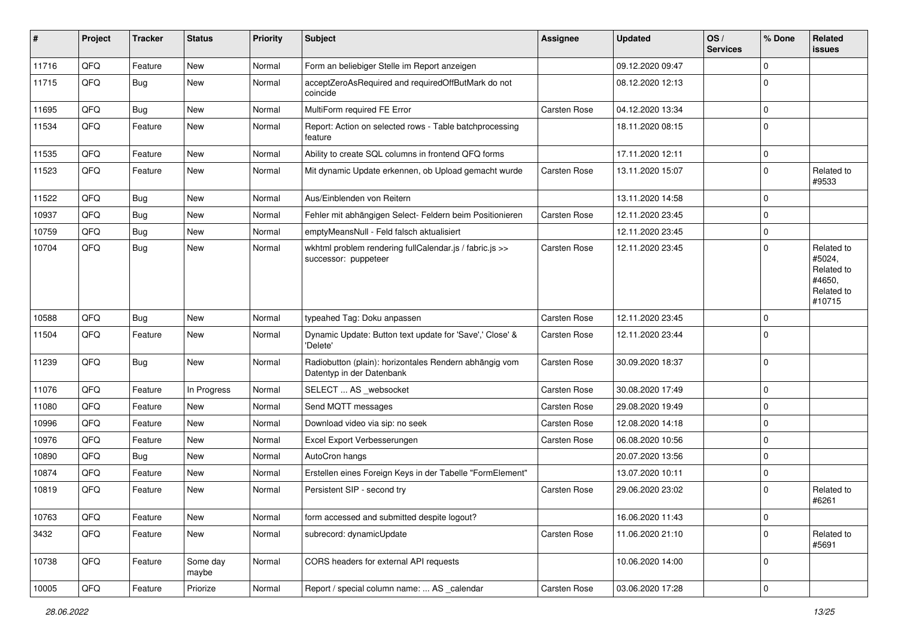| # | Project | Tracker | Status | Priority | Subject | Assignee | Updated | OS / Services | % Done | Related issues |
|---|---|---|---|---|---|---|---|---|---|---|
| 11716 | QFQ | Feature | New | Normal | Form an beliebiger Stelle im Report anzeigen | | 09.12.2020 09:47 | | 0 | |
| 11715 | QFQ | Bug | New | Normal | acceptZeroAsRequired and requiredOffButMark do not coincide | | 08.12.2020 12:13 | | 0 | |
| 11695 | QFQ | Bug | New | Normal | MultiForm required FE Error | Carsten Rose | 04.12.2020 13:34 | | 0 | |
| 11534 | QFQ | Feature | New | Normal | Report: Action on selected rows - Table batchprocessing feature | | 18.11.2020 08:15 | | 0 | |
| 11535 | QFQ | Feature | New | Normal | Ability to create SQL columns in frontend QFQ forms | | 17.11.2020 12:11 | | 0 | |
| 11523 | QFQ | Feature | New | Normal | Mit dynamic Update erkennen, ob Upload gemacht wurde | Carsten Rose | 13.11.2020 15:07 | | 0 | Related to #9533 |
| 11522 | QFQ | Bug | New | Normal | Aus/Einblenden von Reitern | | 13.11.2020 14:58 | | 0 | |
| 10937 | QFQ | Bug | New | Normal | Fehler mit abhängigen Select- Feldern beim Positionieren | Carsten Rose | 12.11.2020 23:45 | | 0 | |
| 10759 | QFQ | Bug | New | Normal | emptyMeansNull - Feld falsch aktualisiert | | 12.11.2020 23:45 | | 0 | |
| 10704 | QFQ | Bug | New | Normal | wkhtml problem rendering fullCalendar.js / fabric.js >> successor: puppeteer | Carsten Rose | 12.11.2020 23:45 | | 0 | Related to #5024, Related to #4650, Related to #10715 |
| 10588 | QFQ | Bug | New | Normal | typeahed Tag: Doku anpassen | Carsten Rose | 12.11.2020 23:45 | | 0 | |
| 11504 | QFQ | Feature | New | Normal | Dynamic Update: Button text update for 'Save',' Close' & 'Delete' | Carsten Rose | 12.11.2020 23:44 | | 0 | |
| 11239 | QFQ | Bug | New | Normal | Radiobutton (plain): horizontales Rendern abhängig vom Datentyp in der Datenbank | Carsten Rose | 30.09.2020 18:37 | | 0 | |
| 11076 | QFQ | Feature | In Progress | Normal | SELECT ... AS _websocket | Carsten Rose | 30.08.2020 17:49 | | 0 | |
| 11080 | QFQ | Feature | New | Normal | Send MQTT messages | Carsten Rose | 29.08.2020 19:49 | | 0 | |
| 10996 | QFQ | Feature | New | Normal | Download video via sip: no seek | Carsten Rose | 12.08.2020 14:18 | | 0 | |
| 10976 | QFQ | Feature | New | Normal | Excel Export Verbesserungen | Carsten Rose | 06.08.2020 10:56 | | 0 | |
| 10890 | QFQ | Bug | New | Normal | AutoCron hangs | | 20.07.2020 13:56 | | 0 | |
| 10874 | QFQ | Feature | New | Normal | Erstellen eines Foreign Keys in der Tabelle "FormElement" | | 13.07.2020 10:11 | | 0 | |
| 10819 | QFQ | Feature | New | Normal | Persistent SIP - second try | Carsten Rose | 29.06.2020 23:02 | | 0 | Related to #6261 |
| 10763 | QFQ | Feature | New | Normal | form accessed and submitted despite logout? | | 16.06.2020 11:43 | | 0 | |
| 3432 | QFQ | Feature | New | Normal | subrecord: dynamicUpdate | Carsten Rose | 11.06.2020 21:10 | | 0 | Related to #5691 |
| 10738 | QFQ | Feature | Some day maybe | Normal | CORS headers for external API requests | | 10.06.2020 14:00 | | 0 | |
| 10005 | QFQ | Feature | Priorize | Normal | Report / special column name: ... AS _calendar | Carsten Rose | 03.06.2020 17:28 | | 0 | |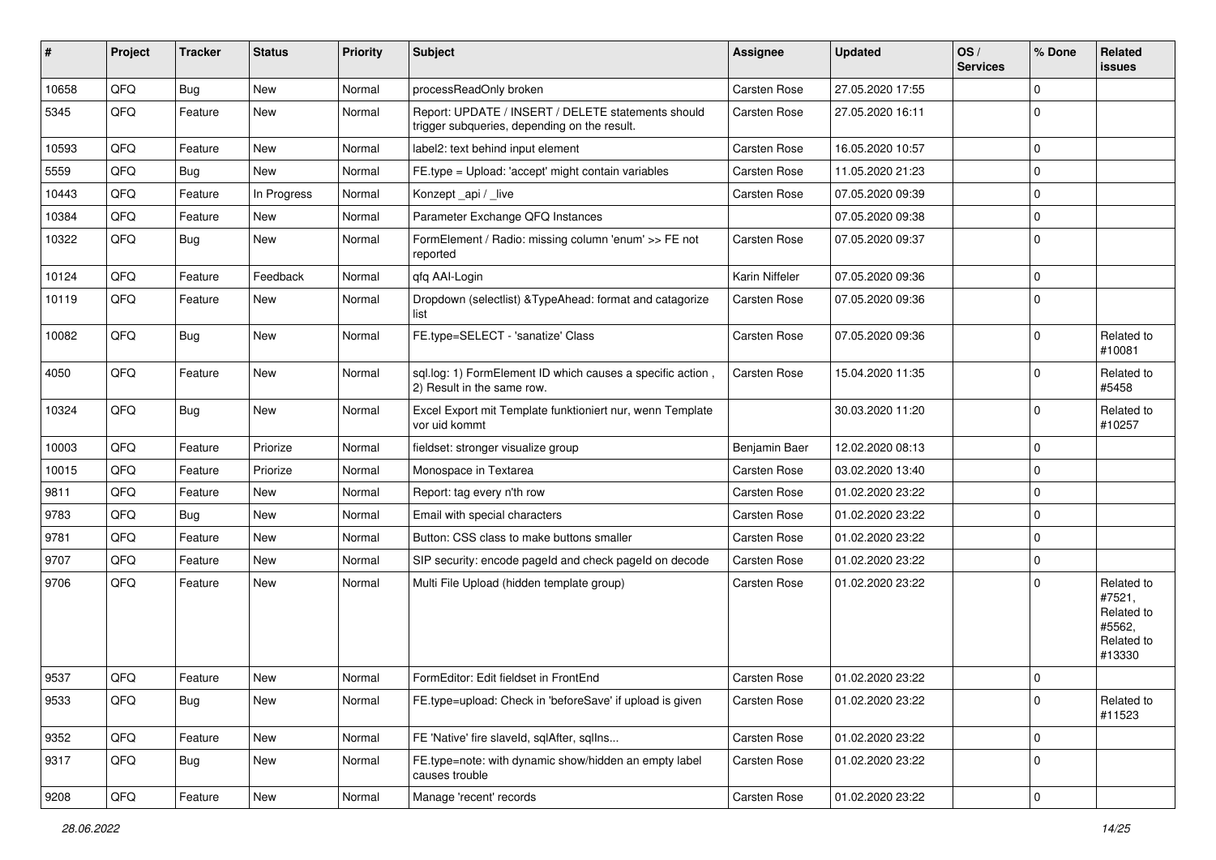| # | Project | Tracker | Status | Priority | Subject | Assignee | Updated | OS / Services | % Done | Related issues |
|---|---|---|---|---|---|---|---|---|---|---|
| 10658 | QFQ | Bug | New | Normal | processReadOnly broken | Carsten Rose | 27.05.2020 17:55 | | 0 | |
| 5345 | QFQ | Feature | New | Normal | Report: UPDATE / INSERT / DELETE statements should trigger subqueries, depending on the result. | Carsten Rose | 27.05.2020 16:11 | | 0 | |
| 10593 | QFQ | Feature | New | Normal | label2: text behind input element | Carsten Rose | 16.05.2020 10:57 | | 0 | |
| 5559 | QFQ | Bug | New | Normal | FE.type = Upload: 'accept' might contain variables | Carsten Rose | 11.05.2020 21:23 | | 0 | |
| 10443 | QFQ | Feature | In Progress | Normal | Konzept _api / _live | Carsten Rose | 07.05.2020 09:39 | | 0 | |
| 10384 | QFQ | Feature | New | Normal | Parameter Exchange QFQ Instances | | 07.05.2020 09:38 | | 0 | |
| 10322 | QFQ | Bug | New | Normal | FormElement / Radio: missing column 'enum' >> FE not reported | Carsten Rose | 07.05.2020 09:37 | | 0 | |
| 10124 | QFQ | Feature | Feedback | Normal | qfq AAI-Login | Karin Niffeler | 07.05.2020 09:36 | | 0 | |
| 10119 | QFQ | Feature | New | Normal | Dropdown (selectlist) &TypeAhead: format and catagorize list | Carsten Rose | 07.05.2020 09:36 | | 0 | |
| 10082 | QFQ | Bug | New | Normal | FE.type=SELECT - 'sanatize' Class | Carsten Rose | 07.05.2020 09:36 | | 0 | Related to #10081 |
| 4050 | QFQ | Feature | New | Normal | sql.log: 1) FormElement ID which causes a specific action , 2) Result in the same row. | Carsten Rose | 15.04.2020 11:35 | | 0 | Related to #5458 |
| 10324 | QFQ | Bug | New | Normal | Excel Export mit Template funktioniert nur, wenn Template vor uid kommt | | 30.03.2020 11:20 | | 0 | Related to #10257 |
| 10003 | QFQ | Feature | Priorize | Normal | fieldset: stronger visualize group | Benjamin Baer | 12.02.2020 08:13 | | 0 | |
| 10015 | QFQ | Feature | Priorize | Normal | Monospace in Textarea | Carsten Rose | 03.02.2020 13:40 | | 0 | |
| 9811 | QFQ | Feature | New | Normal | Report: tag every n'th row | Carsten Rose | 01.02.2020 23:22 | | 0 | |
| 9783 | QFQ | Bug | New | Normal | Email with special characters | Carsten Rose | 01.02.2020 23:22 | | 0 | |
| 9781 | QFQ | Feature | New | Normal | Button: CSS class to make buttons smaller | Carsten Rose | 01.02.2020 23:22 | | 0 | |
| 9707 | QFQ | Feature | New | Normal | SIP security: encode pageId and check pageId on decode | Carsten Rose | 01.02.2020 23:22 | | 0 | |
| 9706 | QFQ | Feature | New | Normal | Multi File Upload (hidden template group) | Carsten Rose | 01.02.2020 23:22 | | 0 | Related to #7521, Related to #5562, Related to #13330 |
| 9537 | QFQ | Feature | New | Normal | FormEditor: Edit fieldset in FrontEnd | Carsten Rose | 01.02.2020 23:22 | | 0 | |
| 9533 | QFQ | Bug | New | Normal | FE.type=upload: Check in 'beforeSave' if upload is given | Carsten Rose | 01.02.2020 23:22 | | 0 | Related to #11523 |
| 9352 | QFQ | Feature | New | Normal | FE 'Native' fire slaveId, sqlAfter, sqlIns... | Carsten Rose | 01.02.2020 23:22 | | 0 | |
| 9317 | QFQ | Bug | New | Normal | FE.type=note: with dynamic show/hidden an empty label causes trouble | Carsten Rose | 01.02.2020 23:22 | | 0 | |
| 9208 | QFQ | Feature | New | Normal | Manage 'recent' records | Carsten Rose | 01.02.2020 23:22 | | 0 | |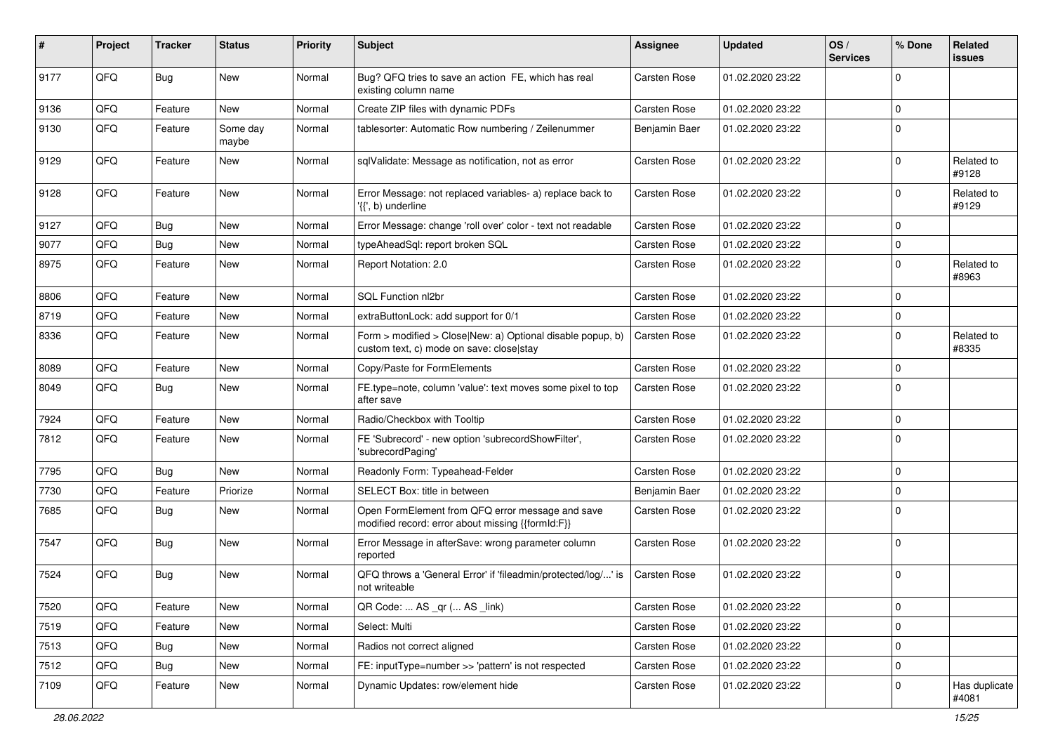| # | Project | Tracker | Status | Priority | Subject | Assignee | Updated | OS / Services | % Done | Related issues |
|---|---|---|---|---|---|---|---|---|---|---|
| 9177 | QFQ | Bug | New | Normal | Bug? QFQ tries to save an action FE, which has real existing column name | Carsten Rose | 01.02.2020 23:22 | | 0 | |
| 9136 | QFQ | Feature | New | Normal | Create ZIP files with dynamic PDFs | Carsten Rose | 01.02.2020 23:22 | | 0 | |
| 9130 | QFQ | Feature | Some day maybe | Normal | tablesorter: Automatic Row numbering / Zeilenummer | Benjamin Baer | 01.02.2020 23:22 | | 0 | |
| 9129 | QFQ | Feature | New | Normal | sqlValidate: Message as notification, not as error | Carsten Rose | 01.02.2020 23:22 | | 0 | Related to #9128 |
| 9128 | QFQ | Feature | New | Normal | Error Message: not replaced variables- a) replace back to '{{', b) underline | Carsten Rose | 01.02.2020 23:22 | | 0 | Related to #9129 |
| 9127 | QFQ | Bug | New | Normal | Error Message: change 'roll over' color - text not readable | Carsten Rose | 01.02.2020 23:22 | | 0 | |
| 9077 | QFQ | Bug | New | Normal | typeAheadSql: report broken SQL | Carsten Rose | 01.02.2020 23:22 | | 0 | |
| 8975 | QFQ | Feature | New | Normal | Report Notation: 2.0 | Carsten Rose | 01.02.2020 23:22 | | 0 | Related to #8963 |
| 8806 | QFQ | Feature | New | Normal | SQL Function nl2br | Carsten Rose | 01.02.2020 23:22 | | 0 | |
| 8719 | QFQ | Feature | New | Normal | extraButtonLock: add support for 0/1 | Carsten Rose | 01.02.2020 23:22 | | 0 | |
| 8336 | QFQ | Feature | New | Normal | Form > modified > Close\|New: a) Optional disable popup, b) custom text, c) mode on save: close\|stay | Carsten Rose | 01.02.2020 23:22 | | 0 | Related to #8335 |
| 8089 | QFQ | Feature | New | Normal | Copy/Paste for FormElements | Carsten Rose | 01.02.2020 23:22 | | 0 | |
| 8049 | QFQ | Bug | New | Normal | FE.type=note, column 'value': text moves some pixel to top after save | Carsten Rose | 01.02.2020 23:22 | | 0 | |
| 7924 | QFQ | Feature | New | Normal | Radio/Checkbox with Tooltip | Carsten Rose | 01.02.2020 23:22 | | 0 | |
| 7812 | QFQ | Feature | New | Normal | FE 'Subrecord' - new option 'subrecordShowFilter', 'subrecordPaging' | Carsten Rose | 01.02.2020 23:22 | | 0 | |
| 7795 | QFQ | Bug | New | Normal | Readonly Form: Typeahead-Felder | Carsten Rose | 01.02.2020 23:22 | | 0 | |
| 7730 | QFQ | Feature | Priorize | Normal | SELECT Box: title in between | Benjamin Baer | 01.02.2020 23:22 | | 0 | |
| 7685 | QFQ | Bug | New | Normal | Open FormElement from QFQ error message and save modified record: error about missing {{formId:F}} | Carsten Rose | 01.02.2020 23:22 | | 0 | |
| 7547 | QFQ | Bug | New | Normal | Error Message in afterSave: wrong parameter column reported | Carsten Rose | 01.02.2020 23:22 | | 0 | |
| 7524 | QFQ | Bug | New | Normal | QFQ throws a 'General Error' if 'fileadmin/protected/log/...' is not writeable | Carsten Rose | 01.02.2020 23:22 | | 0 | |
| 7520 | QFQ | Feature | New | Normal | QR Code: ... AS _qr (... AS _link) | Carsten Rose | 01.02.2020 23:22 | | 0 | |
| 7519 | QFQ | Feature | New | Normal | Select: Multi | Carsten Rose | 01.02.2020 23:22 | | 0 | |
| 7513 | QFQ | Bug | New | Normal | Radios not correct aligned | Carsten Rose | 01.02.2020 23:22 | | 0 | |
| 7512 | QFQ | Bug | New | Normal | FE: inputType=number >> 'pattern' is not respected | Carsten Rose | 01.02.2020 23:22 | | 0 | |
| 7109 | QFQ | Feature | New | Normal | Dynamic Updates: row/element hide | Carsten Rose | 01.02.2020 23:22 | | 0 | Has duplicate #4081 |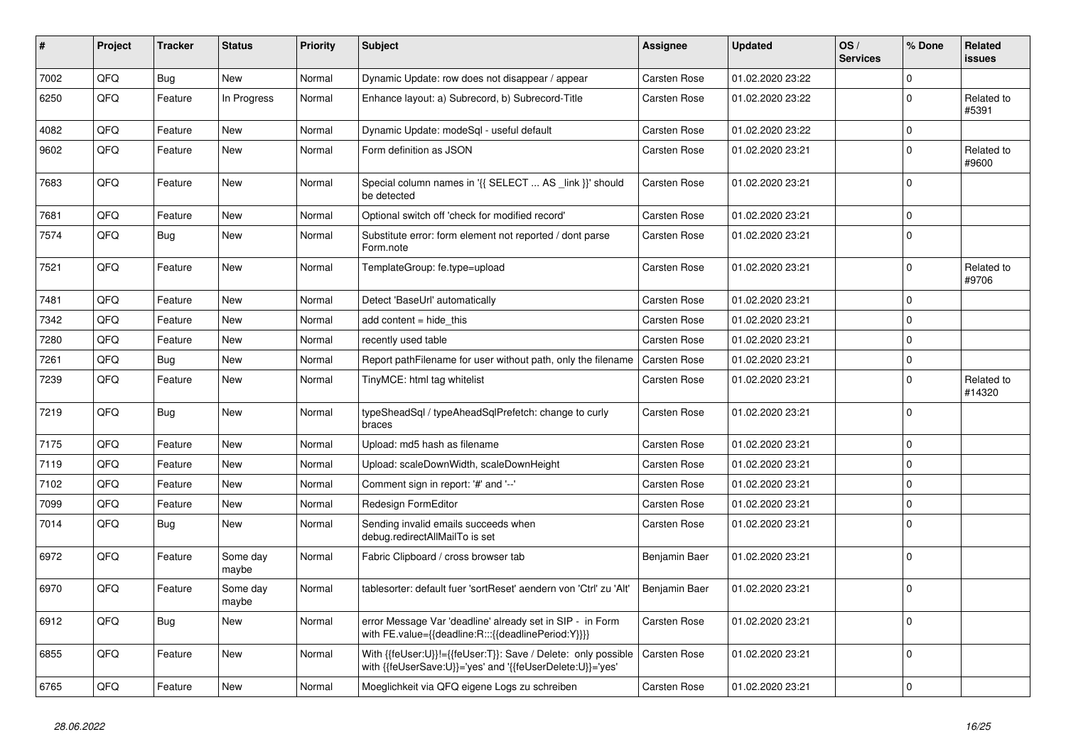| # | Project | Tracker | Status | Priority | Subject | Assignee | Updated | OS / Services | % Done | Related issues |
|---|---|---|---|---|---|---|---|---|---|---|
| 7002 | QFQ | Bug | New | Normal | Dynamic Update: row does not disappear / appear | Carsten Rose | 01.02.2020 23:22 | | 0 | |
| 6250 | QFQ | Feature | In Progress | Normal | Enhance layout: a) Subrecord, b) Subrecord-Title | Carsten Rose | 01.02.2020 23:22 | | 0 | Related to #5391 |
| 4082 | QFQ | Feature | New | Normal | Dynamic Update: modeSql - useful default | Carsten Rose | 01.02.2020 23:22 | | 0 | |
| 9602 | QFQ | Feature | New | Normal | Form definition as JSON | Carsten Rose | 01.02.2020 23:21 | | 0 | Related to #9600 |
| 7683 | QFQ | Feature | New | Normal | Special column names in '{{ SELECT ... AS _link }}' should be detected | Carsten Rose | 01.02.2020 23:21 | | 0 | |
| 7681 | QFQ | Feature | New | Normal | Optional switch off 'check for modified record' | Carsten Rose | 01.02.2020 23:21 | | 0 | |
| 7574 | QFQ | Bug | New | Normal | Substitute error: form element not reported / dont parse Form.note | Carsten Rose | 01.02.2020 23:21 | | 0 | |
| 7521 | QFQ | Feature | New | Normal | TemplateGroup: fe.type=upload | Carsten Rose | 01.02.2020 23:21 | | 0 | Related to #9706 |
| 7481 | QFQ | Feature | New | Normal | Detect 'BaseUrl' automatically | Carsten Rose | 01.02.2020 23:21 | | 0 | |
| 7342 | QFQ | Feature | New | Normal | add content = hide_this | Carsten Rose | 01.02.2020 23:21 | | 0 | |
| 7280 | QFQ | Feature | New | Normal | recently used table | Carsten Rose | 01.02.2020 23:21 | | 0 | |
| 7261 | QFQ | Bug | New | Normal | Report pathFilename for user without path, only the filename | Carsten Rose | 01.02.2020 23:21 | | 0 | |
| 7239 | QFQ | Feature | New | Normal | TinyMCE: html tag whitelist | Carsten Rose | 01.02.2020 23:21 | | 0 | Related to #14320 |
| 7219 | QFQ | Bug | New | Normal | typeSheadSql / typeAheadSqlPrefetch: change to curly braces | Carsten Rose | 01.02.2020 23:21 | | 0 | |
| 7175 | QFQ | Feature | New | Normal | Upload: md5 hash as filename | Carsten Rose | 01.02.2020 23:21 | | 0 | |
| 7119 | QFQ | Feature | New | Normal | Upload: scaleDownWidth, scaleDownHeight | Carsten Rose | 01.02.2020 23:21 | | 0 | |
| 7102 | QFQ | Feature | New | Normal | Comment sign in report: '#' and '--' | Carsten Rose | 01.02.2020 23:21 | | 0 | |
| 7099 | QFQ | Feature | New | Normal | Redesign FormEditor | Carsten Rose | 01.02.2020 23:21 | | 0 | |
| 7014 | QFQ | Bug | New | Normal | Sending invalid emails succeeds when debug.redirectAllMailTo is set | Carsten Rose | 01.02.2020 23:21 | | 0 | |
| 6972 | QFQ | Feature | Some day maybe | Normal | Fabric Clipboard / cross browser tab | Benjamin Baer | 01.02.2020 23:21 | | 0 | |
| 6970 | QFQ | Feature | Some day maybe | Normal | tablesorter: default fuer 'sortReset' aendern von 'Ctrl' zu 'Alt' | Benjamin Baer | 01.02.2020 23:21 | | 0 | |
| 6912 | QFQ | Bug | New | Normal | error Message Var 'deadline' already set in SIP - in Form with FE.value={{deadline:R:::{{deadlinePeriod:Y}}}} | Carsten Rose | 01.02.2020 23:21 | | 0 | |
| 6855 | QFQ | Feature | New | Normal | With {{feUser:U}}!={{feUser:T}}: Save / Delete: only possible with {{feUserSave:U}}='yes' and '{{feUserDelete:U}}='yes' | Carsten Rose | 01.02.2020 23:21 | | 0 | |
| 6765 | QFQ | Feature | New | Normal | Moeglichkeit via QFQ eigene Logs zu schreiben | Carsten Rose | 01.02.2020 23:21 | | 0 | |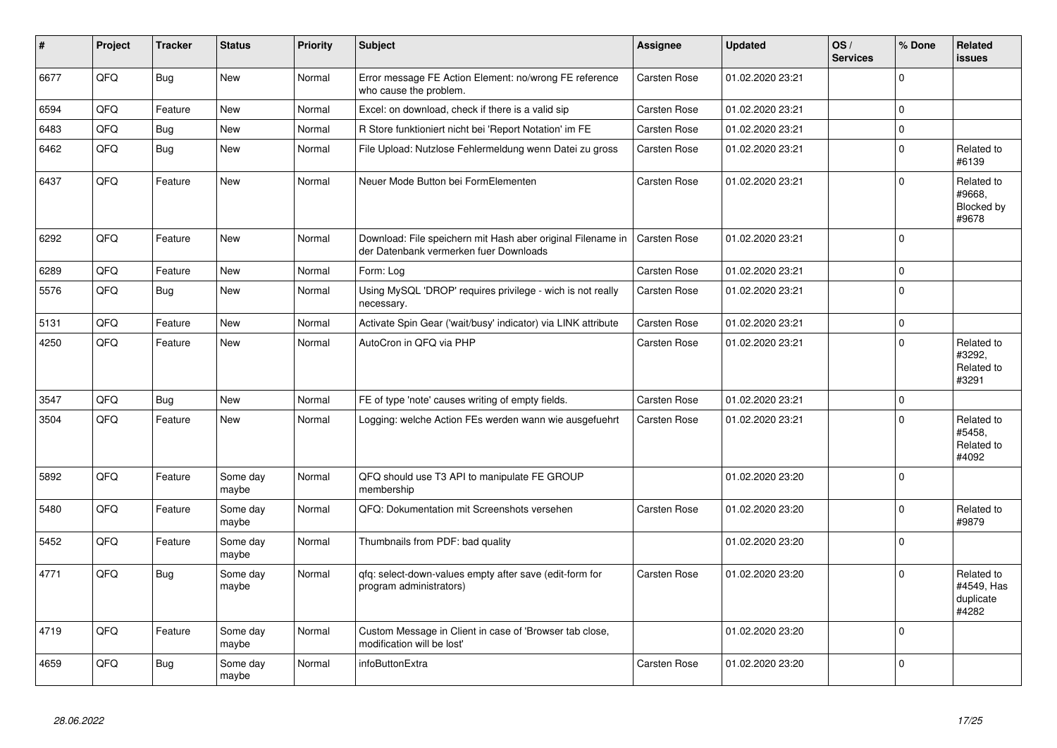| # | Project | Tracker | Status | Priority | Subject | Assignee | Updated | OS / Services | % Done | Related issues |
|---|---|---|---|---|---|---|---|---|---|---|
| 6677 | QFQ | Bug | New | Normal | Error message FE Action Element: no/wrong FE reference who cause the problem. | Carsten Rose | 01.02.2020 23:21 | | 0 | |
| 6594 | QFQ | Feature | New | Normal | Excel: on download, check if there is a valid sip | Carsten Rose | 01.02.2020 23:21 | | 0 | |
| 6483 | QFQ | Bug | New | Normal | R Store funktioniert nicht bei 'Report Notation' im FE | Carsten Rose | 01.02.2020 23:21 | | 0 | |
| 6462 | QFQ | Bug | New | Normal | File Upload: Nutzlose Fehlermeldung wenn Datei zu gross | Carsten Rose | 01.02.2020 23:21 | | 0 | Related to #6139 |
| 6437 | QFQ | Feature | New | Normal | Neuer Mode Button bei FormElementen | Carsten Rose | 01.02.2020 23:21 | | 0 | Related to #9668, Blocked by #9678 |
| 6292 | QFQ | Feature | New | Normal | Download: File speichern mit Hash aber original Filename in der Datenbank vermerken fuer Downloads | Carsten Rose | 01.02.2020 23:21 | | 0 | |
| 6289 | QFQ | Feature | New | Normal | Form: Log | Carsten Rose | 01.02.2020 23:21 | | 0 | |
| 5576 | QFQ | Bug | New | Normal | Using MySQL 'DROP' requires privilege - wich is not really necessary. | Carsten Rose | 01.02.2020 23:21 | | 0 | |
| 5131 | QFQ | Feature | New | Normal | Activate Spin Gear ('wait/busy' indicator) via LINK attribute | Carsten Rose | 01.02.2020 23:21 | | 0 | |
| 4250 | QFQ | Feature | New | Normal | AutoCron in QFQ via PHP | Carsten Rose | 01.02.2020 23:21 | | 0 | Related to #3292, Related to #3291 |
| 3547 | QFQ | Bug | New | Normal | FE of type 'note' causes writing of empty fields. | Carsten Rose | 01.02.2020 23:21 | | 0 | |
| 3504 | QFQ | Feature | New | Normal | Logging: welche Action FEs werden wann wie ausgefuehrt | Carsten Rose | 01.02.2020 23:21 | | 0 | Related to #5458, Related to #4092 |
| 5892 | QFQ | Feature | Some day maybe | Normal | QFQ should use T3 API to manipulate FE GROUP membership | | 01.02.2020 23:20 | | 0 | |
| 5480 | QFQ | Feature | Some day maybe | Normal | QFQ: Dokumentation mit Screenshots versehen | Carsten Rose | 01.02.2020 23:20 | | 0 | Related to #9879 |
| 5452 | QFQ | Feature | Some day maybe | Normal | Thumbnails from PDF: bad quality | | 01.02.2020 23:20 | | 0 | |
| 4771 | QFQ | Bug | Some day maybe | Normal | qfq: select-down-values empty after save (edit-form for program administrators) | Carsten Rose | 01.02.2020 23:20 | | 0 | Related to #4549, Has duplicate #4282 |
| 4719 | QFQ | Feature | Some day maybe | Normal | Custom Message in Client in case of 'Browser tab close, modification will be lost' | | 01.02.2020 23:20 | | 0 | |
| 4659 | QFQ | Bug | Some day maybe | Normal | infoButtonExtra | Carsten Rose | 01.02.2020 23:20 | | 0 | |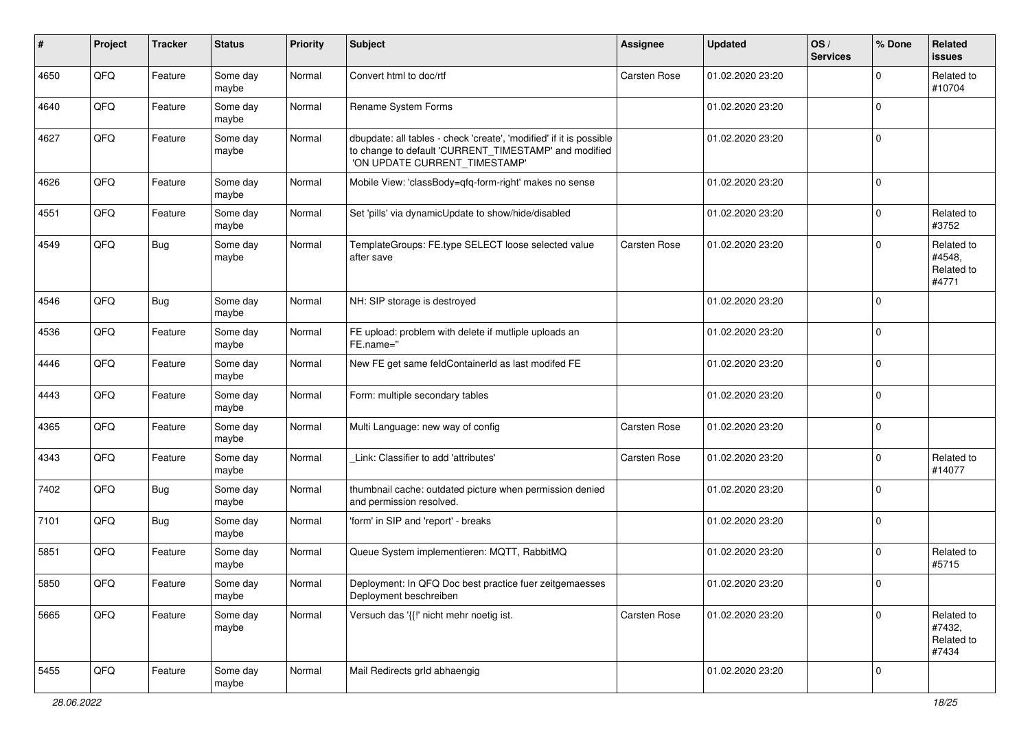| # | Project | Tracker | Status | Priority | Subject | Assignee | Updated | OS / Services | % Done | Related issues |
|---|---|---|---|---|---|---|---|---|---|---|
| 4650 | QFQ | Feature | Some day maybe | Normal | Convert html to doc/rtf | Carsten Rose | 01.02.2020 23:20 | | 0 | Related to #10704 |
| 4640 | QFQ | Feature | Some day maybe | Normal | Rename System Forms | | 01.02.2020 23:20 | | 0 | |
| 4627 | QFQ | Feature | Some day maybe | Normal | dbupdate: all tables - check 'create', 'modified' if it is possible to change to default 'CURRENT_TIMESTAMP' and modified 'ON UPDATE CURRENT_TIMESTAMP' | | 01.02.2020 23:20 | | 0 | |
| 4626 | QFQ | Feature | Some day maybe | Normal | Mobile View: 'classBody=qfq-form-right' makes no sense | | 01.02.2020 23:20 | | 0 | |
| 4551 | QFQ | Feature | Some day maybe | Normal | Set 'pills' via dynamicUpdate to show/hide/disabled | | 01.02.2020 23:20 | | 0 | Related to #3752 |
| 4549 | QFQ | Bug | Some day maybe | Normal | TemplateGroups: FE.type SELECT loose selected value after save | Carsten Rose | 01.02.2020 23:20 | | 0 | Related to #4548, Related to #4771 |
| 4546 | QFQ | Bug | Some day maybe | Normal | NH: SIP storage is destroyed | | 01.02.2020 23:20 | | 0 | |
| 4536 | QFQ | Feature | Some day maybe | Normal | FE upload: problem with delete if mutliple uploads an FE.name='' | | 01.02.2020 23:20 | | 0 | |
| 4446 | QFQ | Feature | Some day maybe | Normal | New FE get same feIdContainerId as last modifed FE | | 01.02.2020 23:20 | | 0 | |
| 4443 | QFQ | Feature | Some day maybe | Normal | Form: multiple secondary tables | | 01.02.2020 23:20 | | 0 | |
| 4365 | QFQ | Feature | Some day maybe | Normal | Multi Language: new way of config | Carsten Rose | 01.02.2020 23:20 | | 0 | |
| 4343 | QFQ | Feature | Some day maybe | Normal | _Link: Classifier to add 'attributes' | Carsten Rose | 01.02.2020 23:20 | | 0 | Related to #14077 |
| 7402 | QFQ | Bug | Some day maybe | Normal | thumbnail cache: outdated picture when permission denied and permission resolved. | | 01.02.2020 23:20 | | 0 | |
| 7101 | QFQ | Bug | Some day maybe | Normal | 'form' in SIP and 'report' - breaks | | 01.02.2020 23:20 | | 0 | |
| 5851 | QFQ | Feature | Some day maybe | Normal | Queue System implementieren: MQTT, RabbitMQ | | 01.02.2020 23:20 | | 0 | Related to #5715 |
| 5850 | QFQ | Feature | Some day maybe | Normal | Deployment: In QFQ Doc best practice fuer zeitgemaesses Deployment beschreiben | | 01.02.2020 23:20 | | 0 | |
| 5665 | QFQ | Feature | Some day maybe | Normal | Versuch das '{{!' nicht mehr noetig ist. | Carsten Rose | 01.02.2020 23:20 | | 0 | Related to #7432, Related to #7434 |
| 5455 | QFQ | Feature | Some day maybe | Normal | Mail Redirects grId abhaengig | | 01.02.2020 23:20 | | 0 | |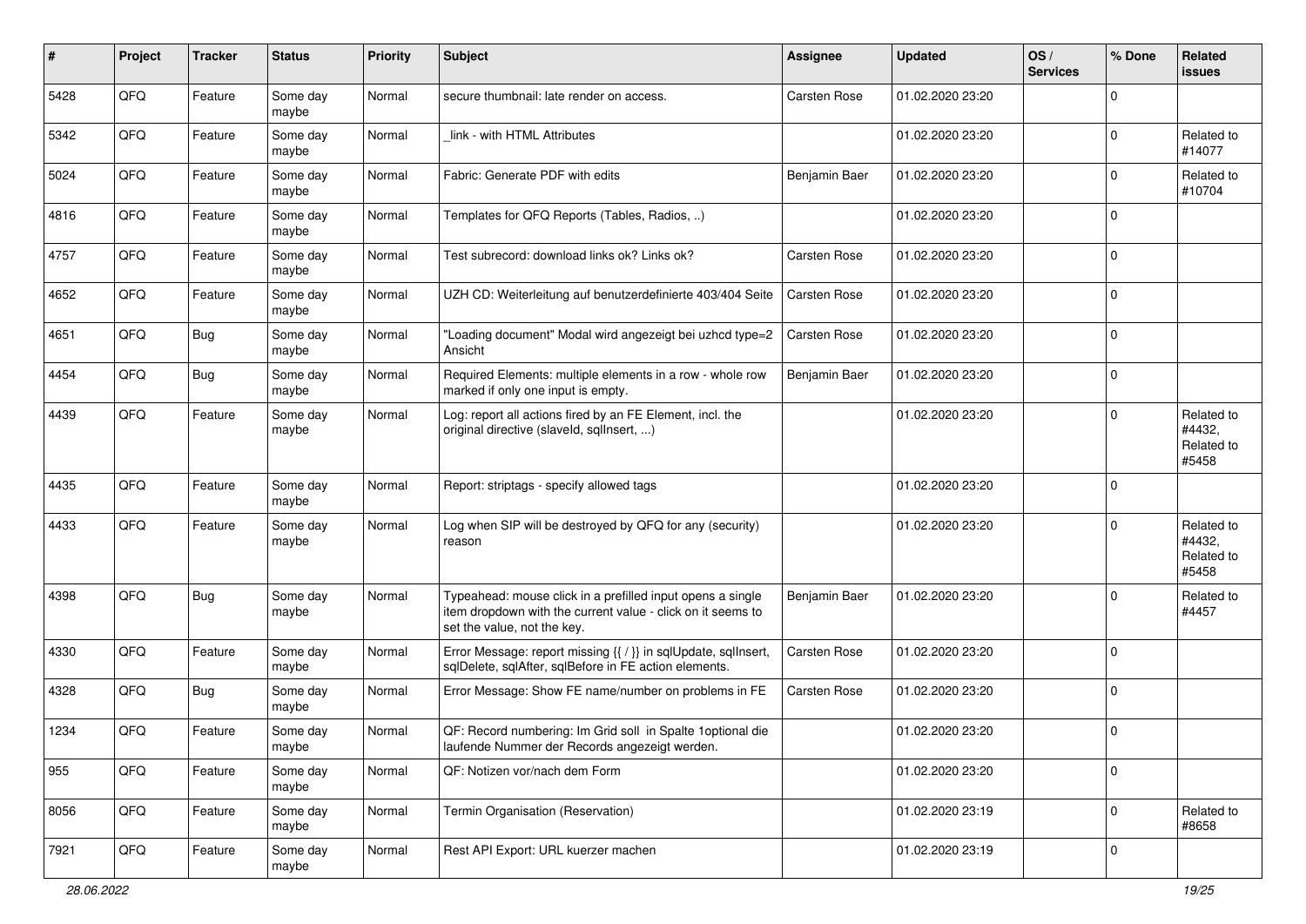| # | Project | Tracker | Status | Priority | Subject | Assignee | Updated | OS / Services | % Done | Related issues |
|---|---|---|---|---|---|---|---|---|---|---|
| 5428 | QFQ | Feature | Some day maybe | Normal | secure thumbnail: late render on access. | Carsten Rose | 01.02.2020 23:20 | | 0 | |
| 5342 | QFQ | Feature | Some day maybe | Normal | _link - with HTML Attributes | | 01.02.2020 23:20 | | 0 | Related to #14077 |
| 5024 | QFQ | Feature | Some day maybe | Normal | Fabric: Generate PDF with edits | Benjamin Baer | 01.02.2020 23:20 | | 0 | Related to #10704 |
| 4816 | QFQ | Feature | Some day maybe | Normal | Templates for QFQ Reports (Tables, Radios, ..) | | 01.02.2020 23:20 | | 0 | |
| 4757 | QFQ | Feature | Some day maybe | Normal | Test subrecord: download links ok? Links ok? | Carsten Rose | 01.02.2020 23:20 | | 0 | |
| 4652 | QFQ | Feature | Some day maybe | Normal | UZH CD: Weiterleitung auf benutzerdefinierte 403/404 Seite | Carsten Rose | 01.02.2020 23:20 | | 0 | |
| 4651 | QFQ | Bug | Some day maybe | Normal | "Loading document" Modal wird angezeigt bei uzhcd type=2 Ansicht | Carsten Rose | 01.02.2020 23:20 | | 0 | |
| 4454 | QFQ | Bug | Some day maybe | Normal | Required Elements: multiple elements in a row - whole row marked if only one input is empty. | Benjamin Baer | 01.02.2020 23:20 | | 0 | |
| 4439 | QFQ | Feature | Some day maybe | Normal | Log: report all actions fired by an FE Element, incl. the original directive (slaveId, sqlInsert, ...) | | 01.02.2020 23:20 | | 0 | Related to #4432, Related to #5458 |
| 4435 | QFQ | Feature | Some day maybe | Normal | Report: striptags - specify allowed tags | | 01.02.2020 23:20 | | 0 | |
| 4433 | QFQ | Feature | Some day maybe | Normal | Log when SIP will be destroyed by QFQ for any (security) reason | | 01.02.2020 23:20 | | 0 | Related to #4432, Related to #5458 |
| 4398 | QFQ | Bug | Some day maybe | Normal | Typeahead: mouse click in a prefilled input opens a single item dropdown with the current value - click on it seems to set the value, not the key. | Benjamin Baer | 01.02.2020 23:20 | | 0 | Related to #4457 |
| 4330 | QFQ | Feature | Some day maybe | Normal | Error Message: report missing {{ / }} in sqlUpdate, sqlInsert, sqlDelete, sqlAfter, sqlBefore in FE action elements. | Carsten Rose | 01.02.2020 23:20 | | 0 | |
| 4328 | QFQ | Bug | Some day maybe | Normal | Error Message: Show FE name/number on problems in FE | Carsten Rose | 01.02.2020 23:20 | | 0 | |
| 1234 | QFQ | Feature | Some day maybe | Normal | QF: Record numbering: Im Grid soll in Spalte 1optional die laufende Nummer der Records angezeigt werden. | | 01.02.2020 23:20 | | 0 | |
| 955 | QFQ | Feature | Some day maybe | Normal | QF: Notizen vor/nach dem Form | | 01.02.2020 23:20 | | 0 | |
| 8056 | QFQ | Feature | Some day maybe | Normal | Termin Organisation (Reservation) | | 01.02.2020 23:19 | | 0 | Related to #8658 |
| 7921 | QFQ | Feature | Some day maybe | Normal | Rest API Export: URL kuerzer machen | | 01.02.2020 23:19 | | 0 | |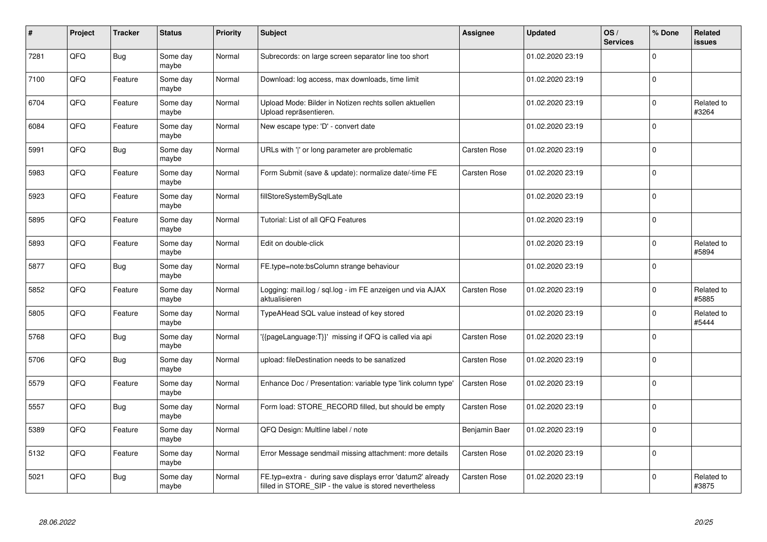| # | Project | Tracker | Status | Priority | Subject | Assignee | Updated | OS / Services | % Done | Related issues |
|---|---|---|---|---|---|---|---|---|---|---|
| 7281 | QFQ | Bug | Some day maybe | Normal | Subrecords: on large screen separator line too short | | 01.02.2020 23:19 | | 0 | |
| 7100 | QFQ | Feature | Some day maybe | Normal | Download: log access, max downloads, time limit | | 01.02.2020 23:19 | | 0 | |
| 6704 | QFQ | Feature | Some day maybe | Normal | Upload Mode: Bilder in Notizen rechts sollen aktuellen Upload repräsentieren. | | 01.02.2020 23:19 | | 0 | Related to #3264 |
| 6084 | QFQ | Feature | Some day maybe | Normal | New escape type: 'D' - convert date | | 01.02.2020 23:19 | | 0 | |
| 5991 | QFQ | Bug | Some day maybe | Normal | URLs with '\|' or long parameter are problematic | Carsten Rose | 01.02.2020 23:19 | | 0 | |
| 5983 | QFQ | Feature | Some day maybe | Normal | Form Submit (save & update): normalize date/-time FE | Carsten Rose | 01.02.2020 23:19 | | 0 | |
| 5923 | QFQ | Feature | Some day maybe | Normal | fillStoreSystemBySqlLate | | 01.02.2020 23:19 | | 0 | |
| 5895 | QFQ | Feature | Some day maybe | Normal | Tutorial: List of all QFQ Features | | 01.02.2020 23:19 | | 0 | |
| 5893 | QFQ | Feature | Some day maybe | Normal | Edit on double-click | | 01.02.2020 23:19 | | 0 | Related to #5894 |
| 5877 | QFQ | Bug | Some day maybe | Normal | FE.type=note:bsColumn strange behaviour | | 01.02.2020 23:19 | | 0 | |
| 5852 | QFQ | Feature | Some day maybe | Normal | Logging: mail.log / sql.log - im FE anzeigen und via AJAX aktualisieren | Carsten Rose | 01.02.2020 23:19 | | 0 | Related to #5885 |
| 5805 | QFQ | Feature | Some day maybe | Normal | TypeAHead SQL value instead of key stored | | 01.02.2020 23:19 | | 0 | Related to #5444 |
| 5768 | QFQ | Bug | Some day maybe | Normal | '{{pageLanguage:T}}' missing if QFQ is called via api | Carsten Rose | 01.02.2020 23:19 | | 0 | |
| 5706 | QFQ | Bug | Some day maybe | Normal | upload: fileDestination needs to be sanatized | Carsten Rose | 01.02.2020 23:19 | | 0 | |
| 5579 | QFQ | Feature | Some day maybe | Normal | Enhance Doc / Presentation: variable type 'link column type' | Carsten Rose | 01.02.2020 23:19 | | 0 | |
| 5557 | QFQ | Bug | Some day maybe | Normal | Form load: STORE_RECORD filled, but should be empty | Carsten Rose | 01.02.2020 23:19 | | 0 | |
| 5389 | QFQ | Feature | Some day maybe | Normal | QFQ Design: Multline label / note | Benjamin Baer | 01.02.2020 23:19 | | 0 | |
| 5132 | QFQ | Feature | Some day maybe | Normal | Error Message sendmail missing attachment: more details | Carsten Rose | 01.02.2020 23:19 | | 0 | |
| 5021 | QFQ | Bug | Some day maybe | Normal | FE.typ=extra - during save displays error 'datum2' already filled in STORE_SIP - the value is stored nevertheless | Carsten Rose | 01.02.2020 23:19 | | 0 | Related to #3875 |

*28.06.2022*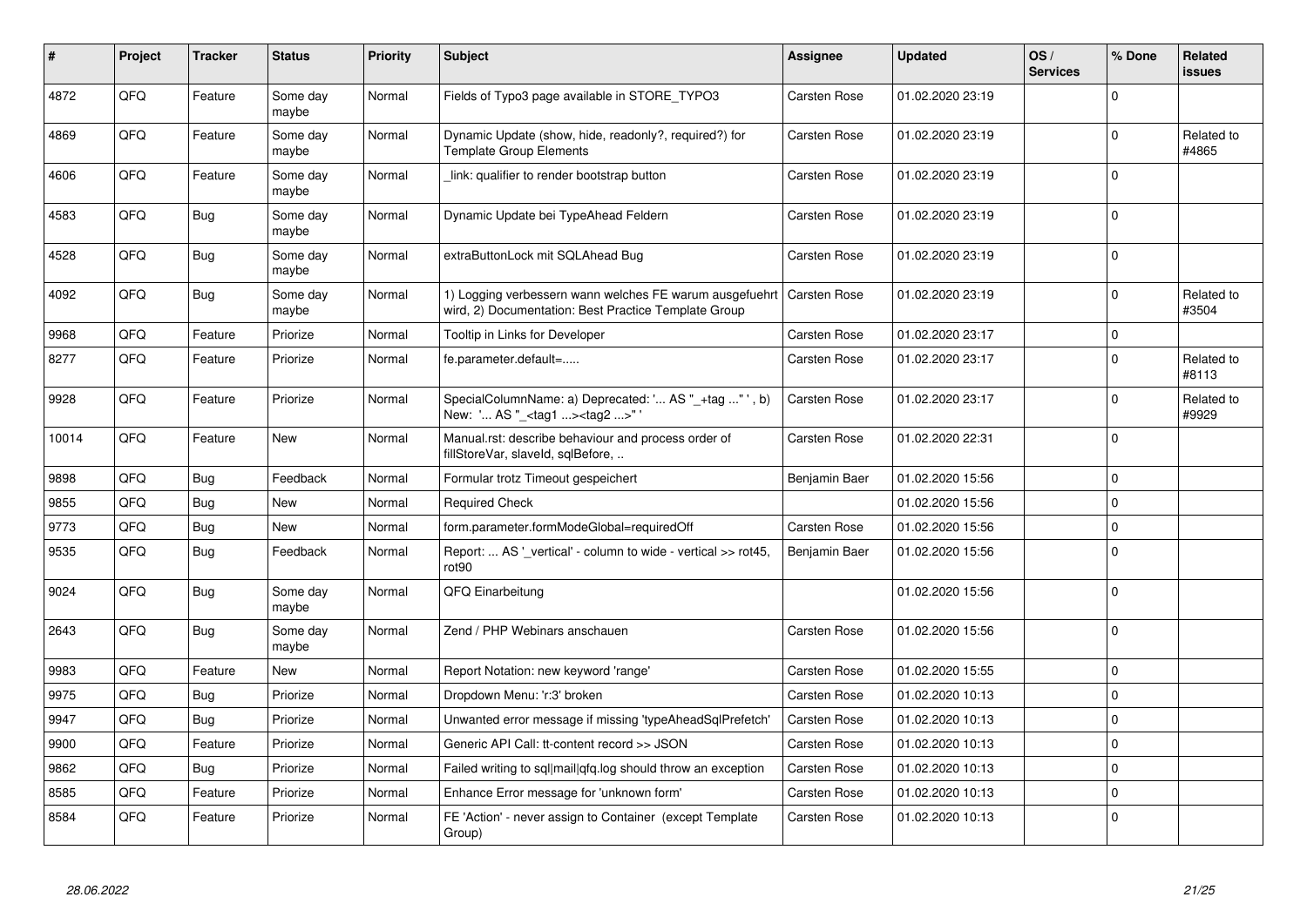| # | Project | Tracker | Status | Priority | Subject | Assignee | Updated | OS / Services | % Done | Related issues |
|---|---|---|---|---|---|---|---|---|---|---|
| 4872 | QFQ | Feature | Some day maybe | Normal | Fields of Typo3 page available in STORE_TYPO3 | Carsten Rose | 01.02.2020 23:19 | | 0 | |
| 4869 | QFQ | Feature | Some day maybe | Normal | Dynamic Update (show, hide, readonly?, required?) for Template Group Elements | Carsten Rose | 01.02.2020 23:19 | | 0 | Related to #4865 |
| 4606 | QFQ | Feature | Some day maybe | Normal | _link: qualifier to render bootstrap button | Carsten Rose | 01.02.2020 23:19 | | 0 | |
| 4583 | QFQ | Bug | Some day maybe | Normal | Dynamic Update bei TypeAhead Feldern | Carsten Rose | 01.02.2020 23:19 | | 0 | |
| 4528 | QFQ | Bug | Some day maybe | Normal | extraButtonLock mit SQLAhead Bug | Carsten Rose | 01.02.2020 23:19 | | 0 | |
| 4092 | QFQ | Bug | Some day maybe | Normal | 1) Logging verbessern wann welches FE warum ausgefuehrt wird, 2) Documentation: Best Practice Template Group | Carsten Rose | 01.02.2020 23:19 | | 0 | Related to #3504 |
| 9968 | QFQ | Feature | Priorize | Normal | Tooltip in Links for Developer | Carsten Rose | 01.02.2020 23:17 | | 0 | |
| 8277 | QFQ | Feature | Priorize | Normal | fe.parameter.default=..... | Carsten Rose | 01.02.2020 23:17 | | 0 | Related to #8113 |
| 9928 | QFQ | Feature | Priorize | Normal | SpecialColumnName: a) Deprecated: '... AS "_+tag ..." ', b) New: '... AS "_<tag1 ...><tag2 ...>" ' | Carsten Rose | 01.02.2020 23:17 | | 0 | Related to #9929 |
| 10014 | QFQ | Feature | New | Normal | Manual.rst: describe behaviour and process order of fillStoreVar, slaveId, sqlBefore, .. | Carsten Rose | 01.02.2020 22:31 | | 0 | |
| 9898 | QFQ | Bug | Feedback | Normal | Formular trotz Timeout gespeichert | Benjamin Baer | 01.02.2020 15:56 | | 0 | |
| 9855 | QFQ | Bug | New | Normal | Required Check | | 01.02.2020 15:56 | | 0 | |
| 9773 | QFQ | Bug | New | Normal | form.parameter.formModeGlobal=requiredOff | Carsten Rose | 01.02.2020 15:56 | | 0 | |
| 9535 | QFQ | Bug | Feedback | Normal | Report: ... AS '_vertical' - column to wide - vertical >> rot45, rot90 | Benjamin Baer | 01.02.2020 15:56 | | 0 | |
| 9024 | QFQ | Bug | Some day maybe | Normal | QFQ Einarbeitung | | 01.02.2020 15:56 | | 0 | |
| 2643 | QFQ | Bug | Some day maybe | Normal | Zend / PHP Webinars anschauen | Carsten Rose | 01.02.2020 15:56 | | 0 | |
| 9983 | QFQ | Feature | New | Normal | Report Notation: new keyword 'range' | Carsten Rose | 01.02.2020 15:55 | | 0 | |
| 9975 | QFQ | Bug | Priorize | Normal | Dropdown Menu: 'r:3' broken | Carsten Rose | 01.02.2020 10:13 | | 0 | |
| 9947 | QFQ | Bug | Priorize | Normal | Unwanted error message if missing 'typeAheadSqlPrefetch' | Carsten Rose | 01.02.2020 10:13 | | 0 | |
| 9900 | QFQ | Feature | Priorize | Normal | Generic API Call: tt-content record >> JSON | Carsten Rose | 01.02.2020 10:13 | | 0 | |
| 9862 | QFQ | Bug | Priorize | Normal | Failed writing to sql\|mail\|qfq.log should throw an exception | Carsten Rose | 01.02.2020 10:13 | | 0 | |
| 8585 | QFQ | Feature | Priorize | Normal | Enhance Error message for 'unknown form' | Carsten Rose | 01.02.2020 10:13 | | 0 | |
| 8584 | QFQ | Feature | Priorize | Normal | FE 'Action' - never assign to Container (except Template Group) | Carsten Rose | 01.02.2020 10:13 | | 0 | |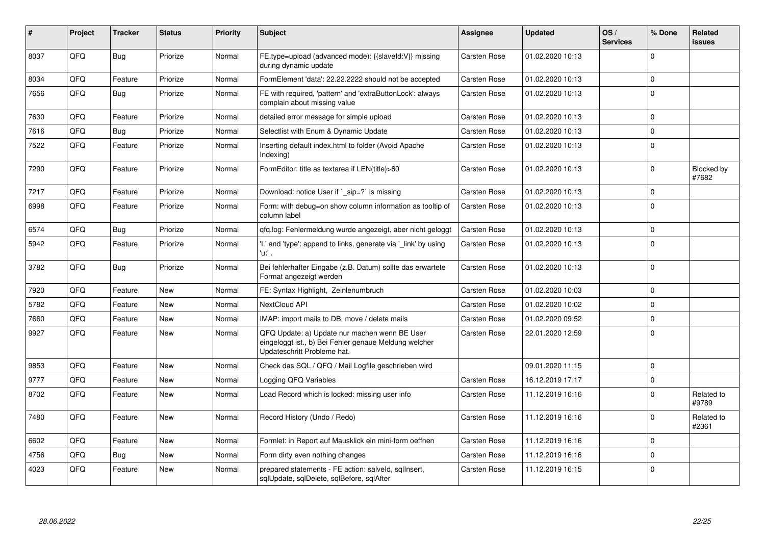| # | Project | Tracker | Status | Priority | Subject | Assignee | Updated | OS / Services | % Done | Related issues |
|---|---|---|---|---|---|---|---|---|---|---|
| 8037 | QFQ | Bug | Priorize | Normal | FE.type=upload (advanced mode): {{slaveId:V}} missing during dynamic update | Carsten Rose | 01.02.2020 10:13 | | 0 | |
| 8034 | QFQ | Feature | Priorize | Normal | FormElement 'data': 22.22.2222 should not be accepted | Carsten Rose | 01.02.2020 10:13 | | 0 | |
| 7656 | QFQ | Bug | Priorize | Normal | FE with required, 'pattern' and 'extraButtonLock': always complain about missing value | Carsten Rose | 01.02.2020 10:13 | | 0 | |
| 7630 | QFQ | Feature | Priorize | Normal | detailed error message for simple upload | Carsten Rose | 01.02.2020 10:13 | | 0 | |
| 7616 | QFQ | Bug | Priorize | Normal | Selectlist with Enum & Dynamic Update | Carsten Rose | 01.02.2020 10:13 | | 0 | |
| 7522 | QFQ | Feature | Priorize | Normal | Inserting default index.html to folder (Avoid Apache Indexing) | Carsten Rose | 01.02.2020 10:13 | | 0 | |
| 7290 | QFQ | Feature | Priorize | Normal | FormEditor: title as textarea if LEN(title)>60 | Carsten Rose | 01.02.2020 10:13 | | 0 | Blocked by #7682 |
| 7217 | QFQ | Feature | Priorize | Normal | Download: notice User if `_sip=?` is missing | Carsten Rose | 01.02.2020 10:13 | | 0 | |
| 6998 | QFQ | Feature | Priorize | Normal | Form: with debug=on show column information as tooltip of column label | Carsten Rose | 01.02.2020 10:13 | | 0 | |
| 6574 | QFQ | Bug | Priorize | Normal | qfq.log: Fehlermeldung wurde angezeigt, aber nicht geloggt | Carsten Rose | 01.02.2020 10:13 | | 0 | |
| 5942 | QFQ | Feature | Priorize | Normal | 'L' and 'type': append to links, generate via '_link' by using 'u:' . | Carsten Rose | 01.02.2020 10:13 | | 0 | |
| 3782 | QFQ | Bug | Priorize | Normal | Bei fehlerhafter Eingabe (z.B. Datum) sollte das erwartete Format angezeigt werden | Carsten Rose | 01.02.2020 10:13 | | 0 | |
| 7920 | QFQ | Feature | New | Normal | FE: Syntax Highlight, Zeinlenumbruch | Carsten Rose | 01.02.2020 10:03 | | 0 | |
| 5782 | QFQ | Feature | New | Normal | NextCloud API | Carsten Rose | 01.02.2020 10:02 | | 0 | |
| 7660 | QFQ | Feature | New | Normal | IMAP: import mails to DB, move / delete mails | Carsten Rose | 01.02.2020 09:52 | | 0 | |
| 9927 | QFQ | Feature | New | Normal | QFQ Update: a) Update nur machen wenn BE User eingeloggt ist., b) Bei Fehler genaue Meldung welcher Updateschritt Probleme hat. | Carsten Rose | 22.01.2020 12:59 | | 0 | |
| 9853 | QFQ | Feature | New | Normal | Check das SQL / QFQ / Mail Logfile geschrieben wird | | 09.01.2020 11:15 | | 0 | |
| 9777 | QFQ | Feature | New | Normal | Logging QFQ Variables | Carsten Rose | 16.12.2019 17:17 | | 0 | |
| 8702 | QFQ | Feature | New | Normal | Load Record which is locked: missing user info | Carsten Rose | 11.12.2019 16:16 | | 0 | Related to #9789 |
| 7480 | QFQ | Feature | New | Normal | Record History (Undo / Redo) | Carsten Rose | 11.12.2019 16:16 | | 0 | Related to #2361 |
| 6602 | QFQ | Feature | New | Normal | Formlet: in Report auf Mausklick ein mini-form oeffnen | Carsten Rose | 11.12.2019 16:16 | | 0 | |
| 4756 | QFQ | Bug | New | Normal | Form dirty even nothing changes | Carsten Rose | 11.12.2019 16:16 | | 0 | |
| 4023 | QFQ | Feature | New | Normal | prepared statements - FE action: salveld, sqlInsert, sqlUpdate, sqlDelete, sqlBefore, sqlAfter | Carsten Rose | 11.12.2019 16:15 | | 0 | |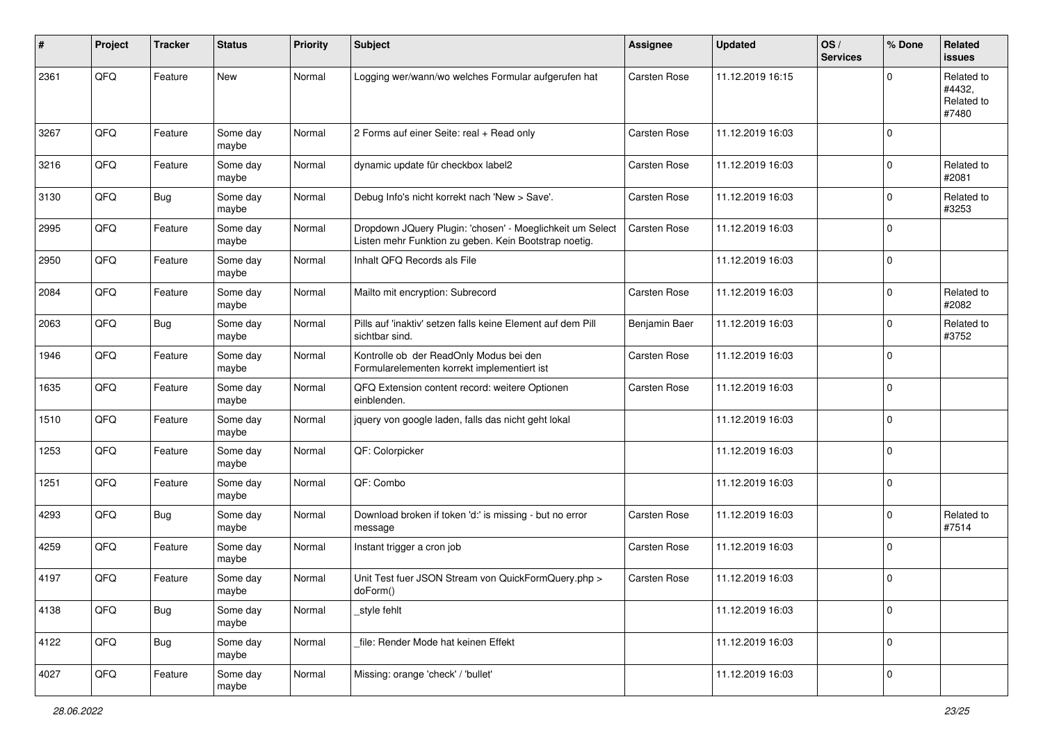| # | Project | Tracker | Status | Priority | Subject | Assignee | Updated | OS / Services | % Done | Related issues |
|---|---|---|---|---|---|---|---|---|---|---|
| 2361 | QFQ | Feature | New | Normal | Logging wer/wann/wo welches Formular aufgerufen hat | Carsten Rose | 11.12.2019 16:15 | | 0 | Related to #4432, Related to #7480 |
| 3267 | QFQ | Feature | Some day maybe | Normal | 2 Forms auf einer Seite: real + Read only | Carsten Rose | 11.12.2019 16:03 | | 0 | |
| 3216 | QFQ | Feature | Some day maybe | Normal | dynamic update für checkbox label2 | Carsten Rose | 11.12.2019 16:03 | | 0 | Related to #2081 |
| 3130 | QFQ | Bug | Some day maybe | Normal | Debug Info's nicht korrekt nach 'New > Save'. | Carsten Rose | 11.12.2019 16:03 | | 0 | Related to #3253 |
| 2995 | QFQ | Feature | Some day maybe | Normal | Dropdown JQuery Plugin: 'chosen' - Moeglichkeit um Select Listen mehr Funktion zu geben. Kein Bootstrap noetig. | Carsten Rose | 11.12.2019 16:03 | | 0 | |
| 2950 | QFQ | Feature | Some day maybe | Normal | Inhalt QFQ Records als File | | 11.12.2019 16:03 | | 0 | |
| 2084 | QFQ | Feature | Some day maybe | Normal | Mailto mit encryption: Subrecord | Carsten Rose | 11.12.2019 16:03 | | 0 | Related to #2082 |
| 2063 | QFQ | Bug | Some day maybe | Normal | Pills auf 'inaktiv' setzen falls keine Element auf dem Pill sichtbar sind. | Benjamin Baer | 11.12.2019 16:03 | | 0 | Related to #3752 |
| 1946 | QFQ | Feature | Some day maybe | Normal | Kontrolle ob der ReadOnly Modus bei den Formularelementen korrekt implementiert ist | Carsten Rose | 11.12.2019 16:03 | | 0 | |
| 1635 | QFQ | Feature | Some day maybe | Normal | QFQ Extension content record: weitere Optionen einblenden. | Carsten Rose | 11.12.2019 16:03 | | 0 | |
| 1510 | QFQ | Feature | Some day maybe | Normal | jquery von google laden, falls das nicht geht lokal | | 11.12.2019 16:03 | | 0 | |
| 1253 | QFQ | Feature | Some day maybe | Normal | QF: Colorpicker | | 11.12.2019 16:03 | | 0 | |
| 1251 | QFQ | Feature | Some day maybe | Normal | QF: Combo | | 11.12.2019 16:03 | | 0 | |
| 4293 | QFQ | Bug | Some day maybe | Normal | Download broken if token 'd:' is missing - but no error message | Carsten Rose | 11.12.2019 16:03 | | 0 | Related to #7514 |
| 4259 | QFQ | Feature | Some day maybe | Normal | Instant trigger a cron job | Carsten Rose | 11.12.2019 16:03 | | 0 | |
| 4197 | QFQ | Feature | Some day maybe | Normal | Unit Test fuer JSON Stream von QuickFormQuery.php > doForm() | Carsten Rose | 11.12.2019 16:03 | | 0 | |
| 4138 | QFQ | Bug | Some day maybe | Normal | _style fehlt | | 11.12.2019 16:03 | | 0 | |
| 4122 | QFQ | Bug | Some day maybe | Normal | _file: Render Mode hat keinen Effekt | | 11.12.2019 16:03 | | 0 | |
| 4027 | QFQ | Feature | Some day maybe | Normal | Missing: orange 'check' / 'bullet' | | 11.12.2019 16:03 | | 0 | |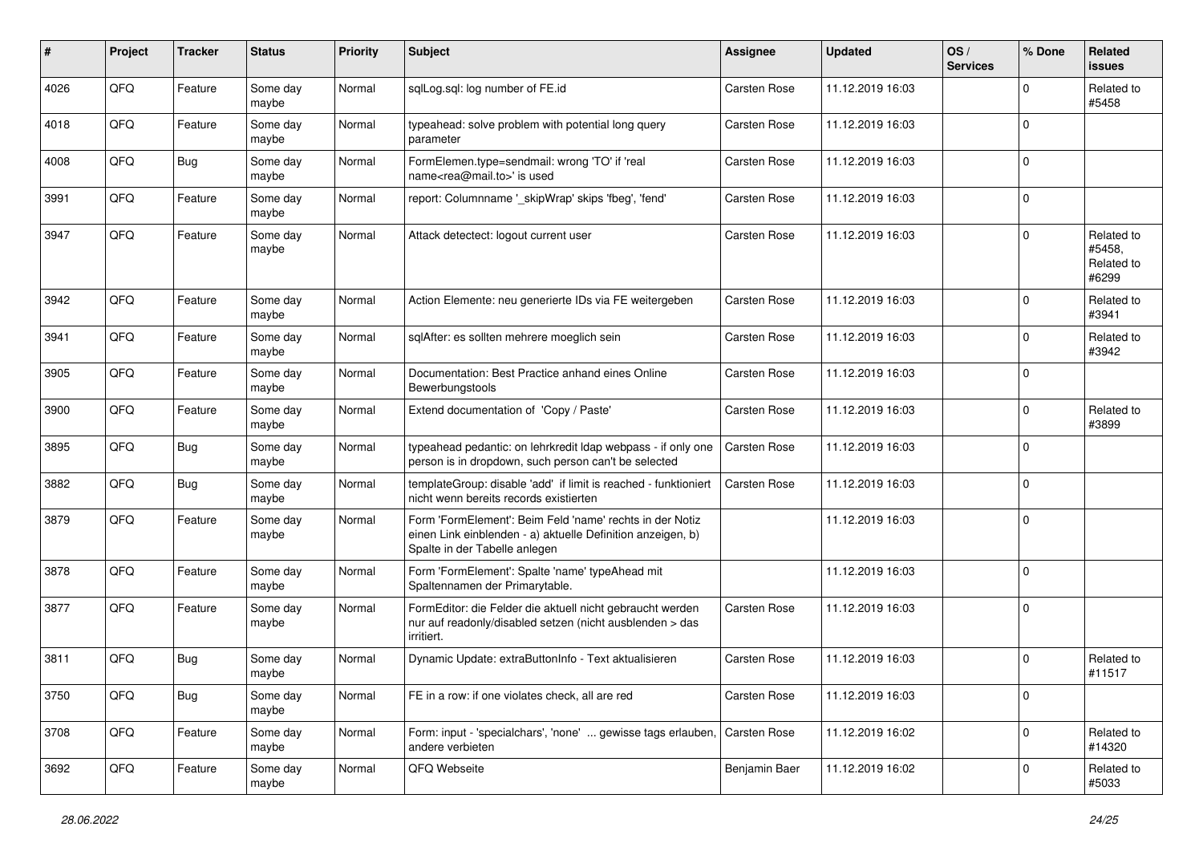| # | Project | Tracker | Status | Priority | Subject | Assignee | Updated | OS / Services | % Done | Related issues |
|---|---|---|---|---|---|---|---|---|---|---|
| 4026 | QFQ | Feature | Some day maybe | Normal | sqlLog.sql: log number of FE.id | Carsten Rose | 11.12.2019 16:03 | | 0 | Related to #5458 |
| 4018 | QFQ | Feature | Some day maybe | Normal | typeahead: solve problem with potential long query parameter | Carsten Rose | 11.12.2019 16:03 | | 0 | |
| 4008 | QFQ | Bug | Some day maybe | Normal | FormElemen.type=sendmail: wrong 'TO' if 'real name<rea@mail.to>' is used | Carsten Rose | 11.12.2019 16:03 | | 0 | |
| 3991 | QFQ | Feature | Some day maybe | Normal | report: Columnname '_skipWrap' skips 'fbeg', 'fend' | Carsten Rose | 11.12.2019 16:03 | | 0 | |
| 3947 | QFQ | Feature | Some day maybe | Normal | Attack detectect: logout current user | Carsten Rose | 11.12.2019 16:03 | | 0 | Related to #5458, Related to #6299 |
| 3942 | QFQ | Feature | Some day maybe | Normal | Action Elemente: neu generierte IDs via FE weitergeben | Carsten Rose | 11.12.2019 16:03 | | 0 | Related to #3941 |
| 3941 | QFQ | Feature | Some day maybe | Normal | sqlAfter: es sollten mehrere moeglich sein | Carsten Rose | 11.12.2019 16:03 | | 0 | Related to #3942 |
| 3905 | QFQ | Feature | Some day maybe | Normal | Documentation: Best Practice anhand eines Online Bewerbungstools | Carsten Rose | 11.12.2019 16:03 | | 0 | |
| 3900 | QFQ | Feature | Some day maybe | Normal | Extend documentation of 'Copy / Paste' | Carsten Rose | 11.12.2019 16:03 | | 0 | Related to #3899 |
| 3895 | QFQ | Bug | Some day maybe | Normal | typeahead pedantic: on lehrkredit ldap webpass - if only one person is in dropdown, such person can't be selected | Carsten Rose | 11.12.2019 16:03 | | 0 | |
| 3882 | QFQ | Bug | Some day maybe | Normal | templateGroup: disable 'add' if limit is reached - funktioniert nicht wenn bereits records existierten | Carsten Rose | 11.12.2019 16:03 | | 0 | |
| 3879 | QFQ | Feature | Some day maybe | Normal | Form 'FormElement': Beim Feld 'name' rechts in der Notiz einen Link einblenden - a) aktuelle Definition anzeigen, b) Spalte in der Tabelle anlegen | | 11.12.2019 16:03 | | 0 | |
| 3878 | QFQ | Feature | Some day maybe | Normal | Form 'FormElement': Spalte 'name' typeAhead mit Spaltennamen der Primarytable. | | 11.12.2019 16:03 | | 0 | |
| 3877 | QFQ | Feature | Some day maybe | Normal | FormEditor: die Felder die aktuell nicht gebraucht werden nur auf readonly/disabled setzen (nicht ausblenden > das irritiert. | Carsten Rose | 11.12.2019 16:03 | | 0 | |
| 3811 | QFQ | Bug | Some day maybe | Normal | Dynamic Update: extraButtonInfo - Text aktualisieren | Carsten Rose | 11.12.2019 16:03 | | 0 | Related to #11517 |
| 3750 | QFQ | Bug | Some day maybe | Normal | FE in a row: if one violates check, all are red | Carsten Rose | 11.12.2019 16:03 | | 0 | |
| 3708 | QFQ | Feature | Some day maybe | Normal | Form: input - 'specialchars', 'none' ... gewisse tags erlauben, andere verbieten | Carsten Rose | 11.12.2019 16:02 | | 0 | Related to #14320 |
| 3692 | QFQ | Feature | Some day maybe | Normal | QFQ Webseite | Benjamin Baer | 11.12.2019 16:02 | | 0 | Related to #5033 |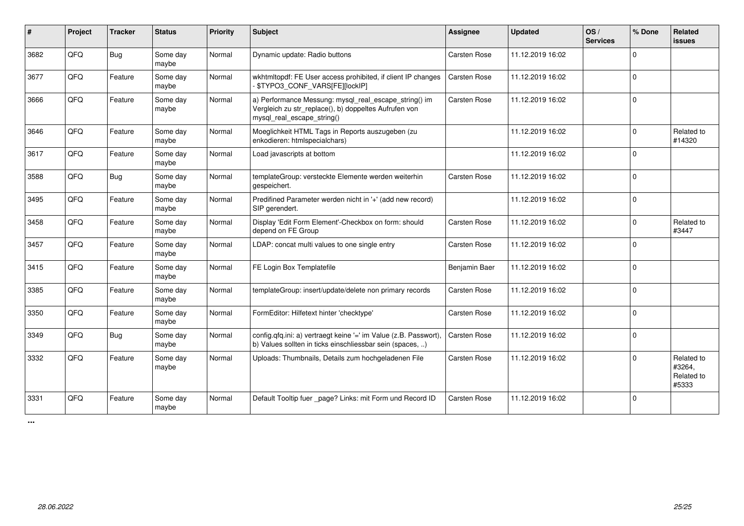| # | Project | Tracker | Status | Priority | Subject | Assignee | Updated | OS / Services | % Done | Related issues |
|---|---|---|---|---|---|---|---|---|---|---|
| 3682 | QFQ | Bug | Some day maybe | Normal | Dynamic update: Radio buttons | Carsten Rose | 11.12.2019 16:02 | | 0 | |
| 3677 | QFQ | Feature | Some day maybe | Normal | wkhtmltopdf: FE User access prohibited, if client IP changes - $TYPO3_CONF_VARS[FE][lockIP] | Carsten Rose | 11.12.2019 16:02 | | 0 | |
| 3666 | QFQ | Feature | Some day maybe | Normal | a) Performance Messung: mysql_real_escape_string() im Vergleich zu str_replace(), b) doppeltes Aufrufen von mysql_real_escape_string() | Carsten Rose | 11.12.2019 16:02 | | 0 | |
| 3646 | QFQ | Feature | Some day maybe | Normal | Moeglichkeit HTML Tags in Reports auszugeben (zu enkodieren: htmlspecialchars) | | 11.12.2019 16:02 | | 0 | Related to #14320 |
| 3617 | QFQ | Feature | Some day maybe | Normal | Load javascripts at bottom | | 11.12.2019 16:02 | | 0 | |
| 3588 | QFQ | Bug | Some day maybe | Normal | templateGroup: versteckte Elemente werden weiterhin gespeichert. | Carsten Rose | 11.12.2019 16:02 | | 0 | |
| 3495 | QFQ | Feature | Some day maybe | Normal | Predifined Parameter werden nicht in '+' (add new record) SIP gerendert. | | 11.12.2019 16:02 | | 0 | |
| 3458 | QFQ | Feature | Some day maybe | Normal | Display 'Edit Form Element'-Checkbox on form: should depend on FE Group | Carsten Rose | 11.12.2019 16:02 | | 0 | Related to #3447 |
| 3457 | QFQ | Feature | Some day maybe | Normal | LDAP: concat multi values to one single entry | Carsten Rose | 11.12.2019 16:02 | | 0 | |
| 3415 | QFQ | Feature | Some day maybe | Normal | FE Login Box Templatefile | Benjamin Baer | 11.12.2019 16:02 | | 0 | |
| 3385 | QFQ | Feature | Some day maybe | Normal | templateGroup: insert/update/delete non primary records | Carsten Rose | 11.12.2019 16:02 | | 0 | |
| 3350 | QFQ | Feature | Some day maybe | Normal | FormEditor: Hilfetext hinter 'checktype' | Carsten Rose | 11.12.2019 16:02 | | 0 | |
| 3349 | QFQ | Bug | Some day maybe | Normal | config.qfq.ini: a) vertraegt keine '=' im Value (z.B. Passwort), b) Values sollten in ticks einschliessbar sein (spaces, ..) | Carsten Rose | 11.12.2019 16:02 | | 0 | |
| 3332 | QFQ | Feature | Some day maybe | Normal | Uploads: Thumbnails, Details zum hochgeladenen File | Carsten Rose | 11.12.2019 16:02 | | 0 | Related to #3264, Related to #5333 |
| 3331 | QFQ | Feature | Some day maybe | Normal | Default Tooltip fuer _page? Links: mit Form und Record ID | Carsten Rose | 11.12.2019 16:02 | | 0 | |

...